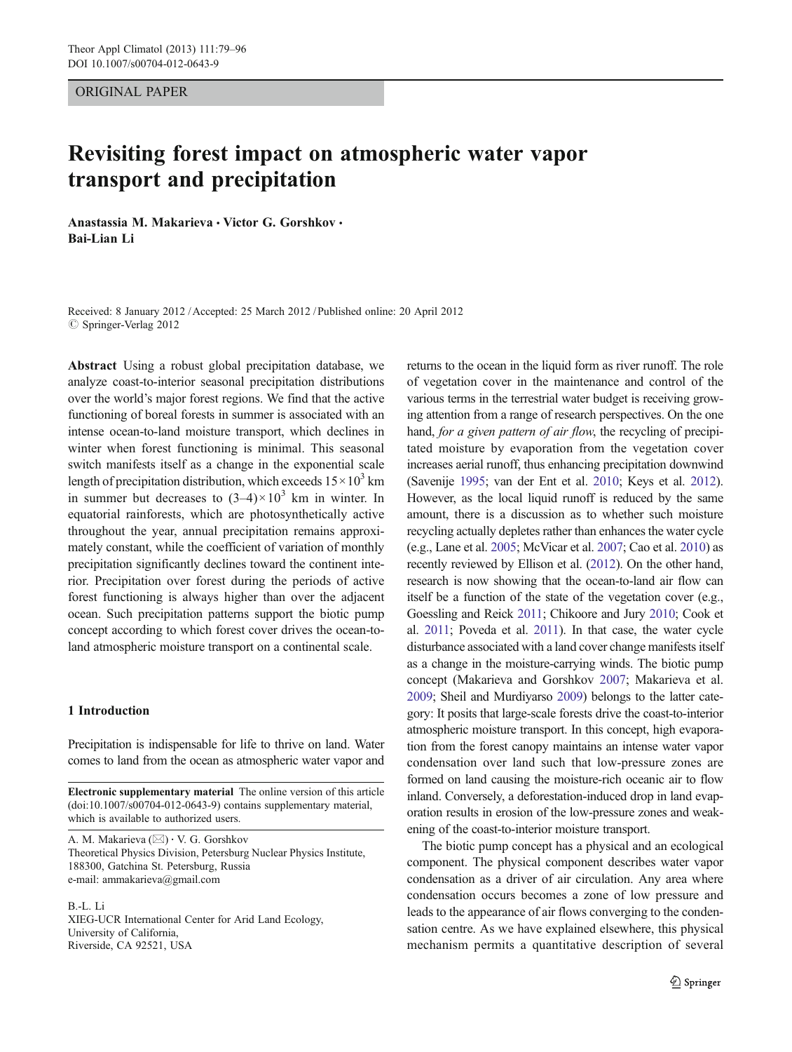ORIGINAL PAPER

# Revisiting forest impact on atmospheric water vapor transport and precipitation

**Anastassia M. Makarieva · Victor G. Gorshkov · Bai-Lian Li**

Received: 8 January 2012 / Accepted: 25 March 2012 / Published online: 20 April 2012
© Springer-Verlag 2012

**Abstract** Using a robust global precipitation database, we analyze coast-to-interior seasonal precipitation distributions over the world's major forest regions. We find that the active functioning of boreal forests in summer is associated with an intense ocean-to-land moisture transport, which declines in winter when forest functioning is minimal. This seasonal switch manifests itself as a change in the exponential scale length of precipitation distribution, which exceeds $15 \times 10^3$ km in summer but decreases to $(3\text{–}4) \times 10^3$ km in winter. In equatorial rainforests, which are photosynthetically active throughout the year, annual precipitation remains approximately constant, while the coefficient of variation of monthly precipitation significantly declines toward the continent interior. Precipitation over forest during the periods of active forest functioning is always higher than over the adjacent ocean. Such precipitation patterns support the biotic pump concept according to which forest cover drives the ocean-to-land atmospheric moisture transport on a continental scale.

## 1 Introduction

Precipitation is indispensable for life to thrive on land. Water comes to land from the ocean as atmospheric water vapor and returns to the ocean in the liquid form as river runoff. The role of vegetation cover in the maintenance and control of the various terms in the terrestrial water budget is receiving growing attention from a range of research perspectives. On the one hand, *for a given pattern of air flow*, the recycling of precipitated moisture by evaporation from the vegetation cover increases aerial runoff, thus enhancing precipitation downwind (Savenije 1995; van der Ent et al. 2010; Keys et al. 2012). However, as the local liquid runoff is reduced by the same amount, there is a discussion as to whether such moisture recycling actually depletes rather than enhances the water cycle (e.g., Lane et al. 2005; McVicar et al. 2007; Cao et al. 2010) as recently reviewed by Ellison et al. (2012). On the other hand, research is now showing that the ocean-to-land air flow can itself be a function of the state of the vegetation cover (e.g., Goessling and Reick 2011; Chikoore and Jury 2010; Cook et al. 2011; Poveda et al. 2011). In that case, the water cycle disturbance associated with a land cover change manifests itself as a change in the moisture-carrying winds. The biotic pump concept (Makarieva and Gorshkov 2007; Makarieva et al. 2009; Sheil and Murdiyarso 2009) belongs to the latter category: It posits that large-scale forests drive the coast-to-interior atmospheric moisture transport. In this concept, high evaporation from the forest canopy maintains an intense water vapor condensation over land such that low-pressure zones are formed on land causing the moisture-rich oceanic air to flow inland. Conversely, a deforestation-induced drop in land evaporation results in erosion of the low-pressure zones and weakening of the coast-to-interior moisture transport.

The biotic pump concept has a physical and an ecological component. The physical component describes water vapor condensation as a driver of air circulation. Any area where condensation occurs becomes a zone of low pressure and leads to the appearance of air flows converging to the condensation centre. As we have explained elsewhere, this physical mechanism permits a quantitative description of several

---

**Electronic supplementary material** The online version of this article (doi:10.1007/s00704-012-0643-9) contains supplementary material, which is available to authorized users.

A. M. Makarieva (✉) · V. G. Gorshkov
Theoretical Physics Division, Petersburg Nuclear Physics Institute, 188300, Gatchina St. Petersburg, Russia
e-mail: ammakarieva@gmail.com

B.-L. Li
XIEG-UCR International Center for Arid Land Ecology, University of California, Riverside, CA 92521, USA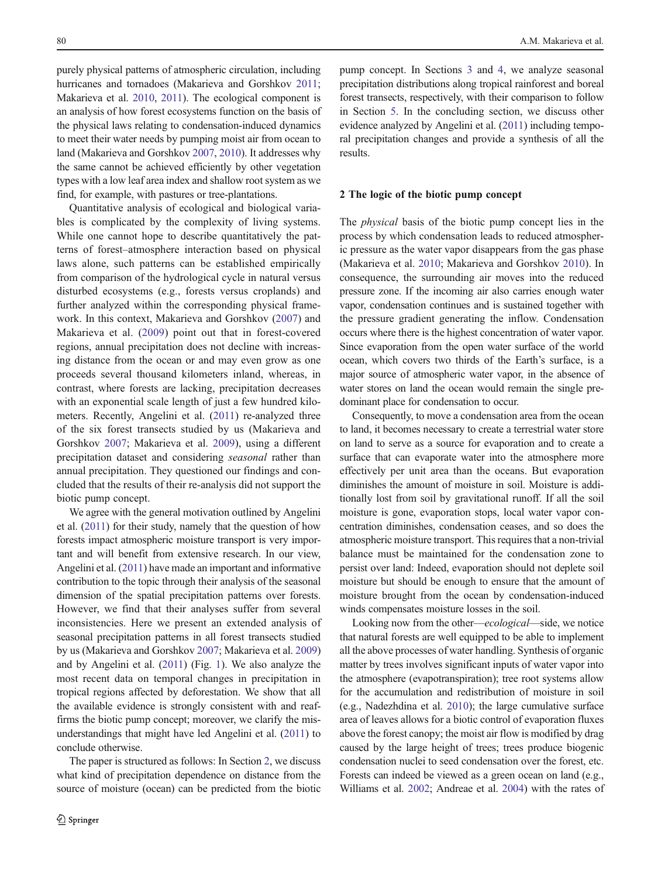purely physical patterns of atmospheric circulation, including hurricanes and tornadoes (Makarieva and Gorshkov 2011; Makarieva et al. 2010, 2011). The ecological component is an analysis of how forest ecosystems function on the basis of the physical laws relating to condensation-induced dynamics to meet their water needs by pumping moist air from ocean to land (Makarieva and Gorshkov 2007, 2010). It addresses why the same cannot be achieved efficiently by other vegetation types with a low leaf area index and shallow root system as we find, for example, with pastures or tree-plantations.

Quantitative analysis of ecological and biological variables is complicated by the complexity of living systems. While one cannot hope to describe quantitatively the patterns of forest–atmosphere interaction based on physical laws alone, such patterns can be established empirically from comparison of the hydrological cycle in natural versus disturbed ecosystems (e.g., forests versus croplands) and further analyzed within the corresponding physical framework. In this context, Makarieva and Gorshkov (2007) and Makarieva et al. (2009) point out that in forest-covered regions, annual precipitation does not decline with increasing distance from the ocean or and may even grow as one proceeds several thousand kilometers inland, whereas, in contrast, where forests are lacking, precipitation decreases with an exponential scale length of just a few hundred kilometers. Recently, Angelini et al. (2011) re-analyzed three of the six forest transects studied by us (Makarieva and Gorshkov 2007; Makarieva et al. 2009), using a different precipitation dataset and considering *seasonal* rather than annual precipitation. They questioned our findings and concluded that the results of their re-analysis did not support the biotic pump concept.

We agree with the general motivation outlined by Angelini et al. (2011) for their study, namely that the question of how forests impact atmospheric moisture transport is very important and will benefit from extensive research. In our view, Angelini et al. (2011) have made an important and informative contribution to the topic through their analysis of the seasonal dimension of the spatial precipitation patterns over forests. However, we find that their analyses suffer from several inconsistencies. Here we present an extended analysis of seasonal precipitation patterns in all forest transects studied by us (Makarieva and Gorshkov 2007; Makarieva et al. 2009) and by Angelini et al. (2011) (Fig. 1). We also analyze the most recent data on temporal changes in precipitation in tropical regions affected by deforestation. We show that all the available evidence is strongly consistent with and reaffirms the biotic pump concept; moreover, we clarify the misunderstandings that might have led Angelini et al. (2011) to conclude otherwise.

The paper is structured as follows: In Section 2, we discuss what kind of precipitation dependence on distance from the source of moisture (ocean) can be predicted from the biotic pump concept. In Sections 3 and 4, we analyze seasonal precipitation distributions along tropical rainforest and boreal forest transects, respectively, with their comparison to follow in Section 5. In the concluding section, we discuss other evidence analyzed by Angelini et al. (2011) including temporal precipitation changes and provide a synthesis of all the results.

## 2 The logic of the biotic pump concept

The *physical* basis of the biotic pump concept lies in the process by which condensation leads to reduced atmospheric pressure as the water vapor disappears from the gas phase (Makarieva et al. 2010; Makarieva and Gorshkov 2010). In consequence, the surrounding air moves into the reduced pressure zone. If the incoming air also carries enough water vapor, condensation continues and is sustained together with the pressure gradient generating the inflow. Condensation occurs where there is the highest concentration of water vapor. Since evaporation from the open water surface of the world ocean, which covers two thirds of the Earth's surface, is a major source of atmospheric water vapor, in the absence of water stores on land the ocean would remain the single predominant place for condensation to occur.

Consequently, to move a condensation area from the ocean to land, it becomes necessary to create a terrestrial water store on land to serve as a source for evaporation and to create a surface that can evaporate water into the atmosphere more effectively per unit area than the oceans. But evaporation diminishes the amount of moisture in soil. Moisture is additionally lost from soil by gravitational runoff. If all the soil moisture is gone, evaporation stops, local water vapor concentration diminishes, condensation ceases, and so does the atmospheric moisture transport. This requires that a non-trivial balance must be maintained for the condensation zone to persist over land: Indeed, evaporation should not deplete soil moisture but should be enough to ensure that the amount of moisture brought from the ocean by condensation-induced winds compensates moisture losses in the soil.

Looking now from the other—*ecological*—side, we notice that natural forests are well equipped to be able to implement all the above processes of water handling. Synthesis of organic matter by trees involves significant inputs of water vapor into the atmosphere (evapotranspiration); tree root systems allow for the accumulation and redistribution of moisture in soil (e.g., Nadezhdina et al. 2010); the large cumulative surface area of leaves allows for a biotic control of evaporation fluxes above the forest canopy; the moist air flow is modified by drag caused by the large height of trees; trees produce biogenic condensation nuclei to seed condensation over the forest, etc. Forests can indeed be viewed as a green ocean on land (e.g., Williams et al. 2002; Andreae et al. 2004) with the rates of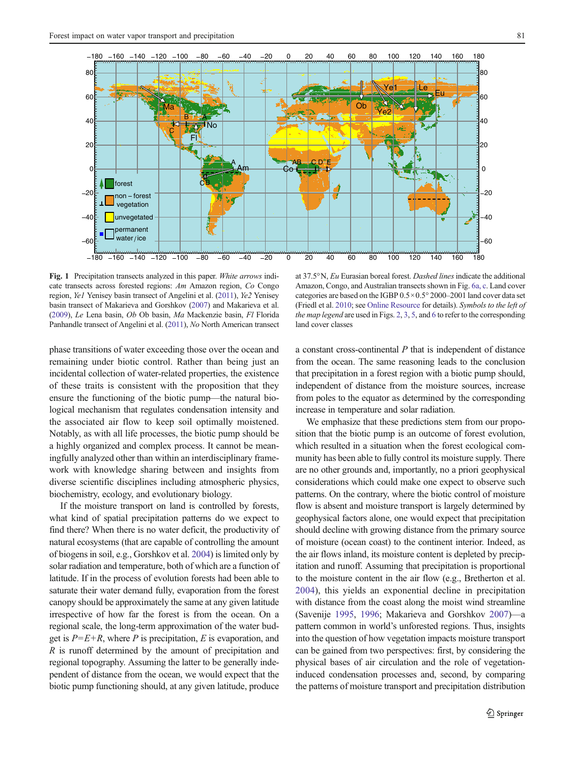**Fig. 1** Precipitation transects analyzed in this paper. *White arrows* indicate transects across forested regions: *Am* Amazon region, *Co* Congo region, *Ye1* Yenisey basin transect of Angelini et al. (2011), *Ye2* Yenisey basin transect of Makarieva and Gorshkov (2007) and Makarieva et al. (2009), *Le* Lena basin, *Ob* Ob basin, *Ma* Mackenzie basin, *Fl* Florida Panhandle transect of Angelini et al. (2011), *No* North American transect at 37.5°N, *Eu* Eurasian boreal forest. *Dashed lines* indicate the additional Amazon, Congo, and Australian transects shown in Fig. 6a, c. Land cover categories are based on the IGBP 0.5×0.5° 2000–2001 land cover data set (Friedl et al. 2010; see Online Resource for details). *Symbols to the left of the map legend* are used in Figs. 2, 3, 5, and 6 to refer to the corresponding land cover classes

phase transitions of water exceeding those over the ocean and remaining under biotic control. Rather than being just an incidental collection of water-related properties, the existence of these traits is consistent with the proposition that they ensure the functioning of the biotic pump—the natural biological mechanism that regulates condensation intensity and the associated air flow to keep soil optimally moistened. Notably, as with all life processes, the biotic pump should be a highly organized and complex process. It cannot be meaningfully analyzed other than within an interdisciplinary framework with knowledge sharing between and insights from diverse scientific disciplines including atmospheric physics, biochemistry, ecology, and evolutionary biology.

If the moisture transport on land is controlled by forests, what kind of spatial precipitation patterns do we expect to find there? When there is no water deficit, the productivity of natural ecosystems (that are capable of controlling the amount of biogens in soil, e.g., Gorshkov et al. 2004) is limited only by solar radiation and temperature, both of which are a function of latitude. If in the process of evolution forests had been able to saturate their water demand fully, evaporation from the forest canopy should be approximately the same at any given latitude irrespective of how far the forest is from the ocean. On a regional scale, the long-term approximation of the water budget is $P=E+R$, where $P$ is precipitation, $E$ is evaporation, and $R$ is runoff determined by the amount of precipitation and regional topography. Assuming the latter to be generally independent of distance from the ocean, we would expect that the biotic pump functioning should, at any given latitude, produce a constant cross-continental $P$ that is independent of distance from the ocean. The same reasoning leads to the conclusion that precipitation in a forest region with a biotic pump should, independent of distance from the moisture sources, increase from poles to the equator as determined by the corresponding increase in temperature and solar radiation.

We emphasize that these predictions stem from our proposition that the biotic pump is an outcome of forest evolution, which resulted in a situation when the forest ecological community has been able to fully control its moisture supply. There are no other grounds and, importantly, no a priori geophysical considerations which could make one expect to observe such patterns. On the contrary, where the biotic control of moisture flow is absent and moisture transport is largely determined by geophysical factors alone, one would expect that precipitation should decline with growing distance from the primary source of moisture (ocean coast) to the continent interior. Indeed, as the air flows inland, its moisture content is depleted by precipitation and runoff. Assuming that precipitation is proportional to the moisture content in the air flow (e.g., Bretherton et al. 2004), this yields an exponential decline in precipitation with distance from the coast along the moist wind streamline (Savenije 1995, 1996; Makarieva and Gorshkov 2007)—a pattern common in world's unforested regions. Thus, insights into the question of how vegetation impacts moisture transport can be gained from two perspectives: first, by considering the physical bases of air circulation and the role of vegetation-induced condensation processes and, second, by comparing the patterns of moisture transport and precipitation distribution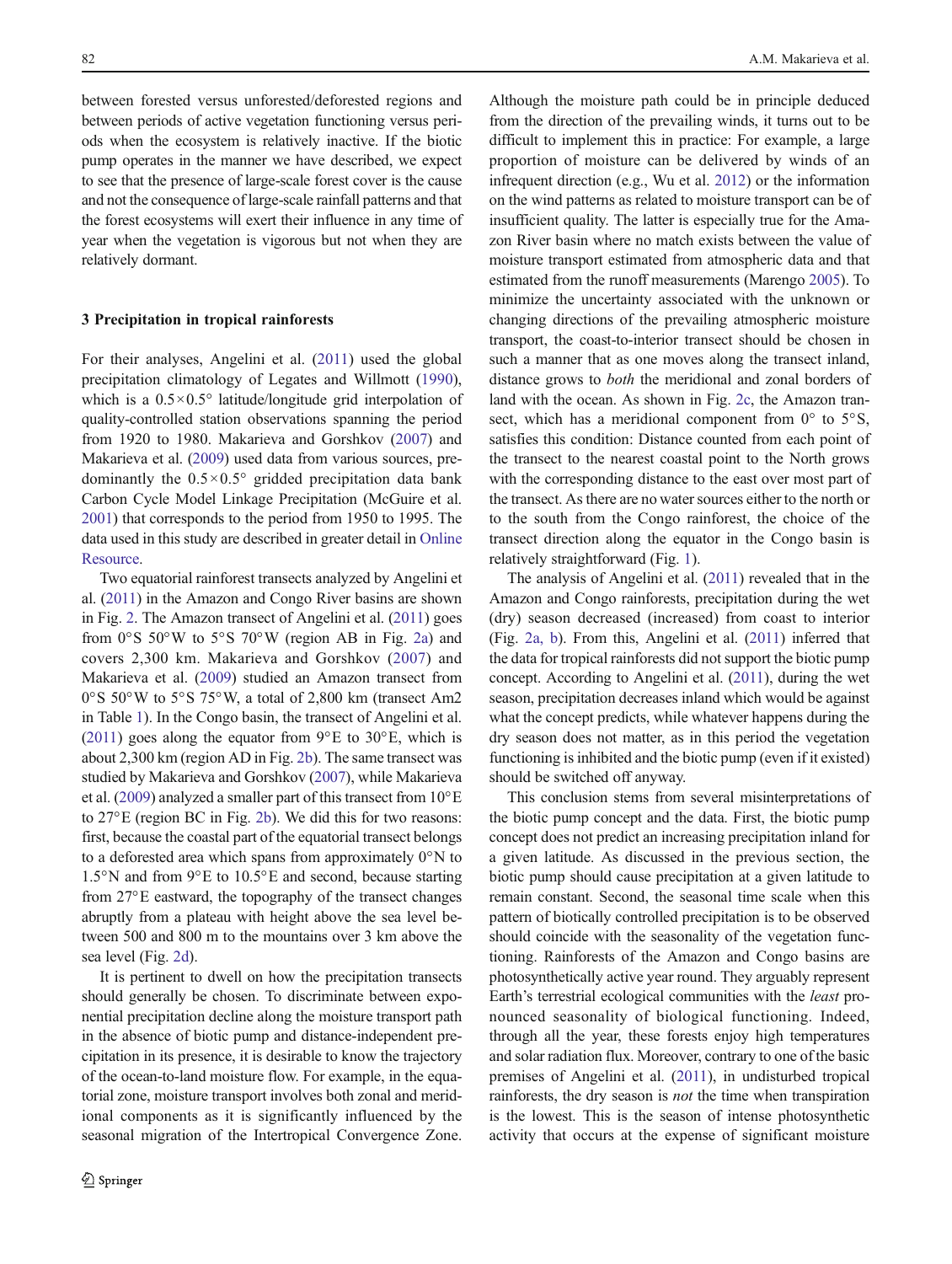between forested versus unforested/deforested regions and between periods of active vegetation functioning versus periods when the ecosystem is relatively inactive. If the biotic pump operates in the manner we have described, we expect to see that the presence of large-scale forest cover is the cause and not the consequence of large-scale rainfall patterns and that the forest ecosystems will exert their influence in any time of year when the vegetation is vigorous but not when they are relatively dormant.

## 3 Precipitation in tropical rainforests

For their analyses, Angelini et al. (2011) used the global precipitation climatology of Legates and Willmott (1990), which is a $0.5 \times 0.5°$ latitude/longitude grid interpolation of quality-controlled station observations spanning the period from 1920 to 1980. Makarieva and Gorshkov (2007) and Makarieva et al. (2009) used data from various sources, predominantly the $0.5 \times 0.5°$ gridded precipitation data bank Carbon Cycle Model Linkage Precipitation (McGuire et al. 2001) that corresponds to the period from 1950 to 1995. The data used in this study are described in greater detail in Online Resource.

Two equatorial rainforest transects analyzed by Angelini et al. (2011) in the Amazon and Congo River basins are shown in Fig. 2. The Amazon transect of Angelini et al. (2011) goes from 0°S 50°W to 5°S 70°W (region AB in Fig. 2a) and covers 2,300 km. Makarieva and Gorshkov (2007) and Makarieva et al. (2009) studied an Amazon transect from 0°S 50°W to 5°S 75°W, a total of 2,800 km (transect Am2 in Table 1). In the Congo basin, the transect of Angelini et al. (2011) goes along the equator from 9°E to 30°E, which is about 2,300 km (region AD in Fig. 2b). The same transect was studied by Makarieva and Gorshkov (2007), while Makarieva et al. (2009) analyzed a smaller part of this transect from 10°E to 27°E (region BC in Fig. 2b). We did this for two reasons: first, because the coastal part of the equatorial transect belongs to a deforested area which spans from approximately 0°N to 1.5°N and from 9°E to 10.5°E and second, because starting from 27°E eastward, the topography of the transect changes abruptly from a plateau with height above the sea level between 500 and 800 m to the mountains over 3 km above the sea level (Fig. 2d).

It is pertinent to dwell on how the precipitation transects should generally be chosen. To discriminate between exponential precipitation decline along the moisture transport path in the absence of biotic pump and distance-independent precipitation in its presence, it is desirable to know the trajectory of the ocean-to-land moisture flow. For example, in the equatorial zone, moisture transport involves both zonal and meridional components as it is significantly influenced by the seasonal migration of the Intertropical Convergence Zone. Although the moisture path could be in principle deduced from the direction of the prevailing winds, it turns out to be difficult to implement this in practice: For example, a large proportion of moisture can be delivered by winds of an infrequent direction (e.g., Wu et al. 2012) or the information on the wind patterns as related to moisture transport can be of insufficient quality. The latter is especially true for the Amazon River basin where no match exists between the value of moisture transport estimated from atmospheric data and that estimated from the runoff measurements (Marengo 2005). To minimize the uncertainty associated with the unknown or changing directions of the prevailing atmospheric moisture transport, the coast-to-interior transect should be chosen in such a manner that as one moves along the transect inland, distance grows to *both* the meridional and zonal borders of land with the ocean. As shown in Fig. 2c, the Amazon transect, which has a meridional component from 0° to 5°S, satisfies this condition: Distance counted from each point of the transect to the nearest coastal point to the North grows with the corresponding distance to the east over most part of the transect. As there are no water sources either to the north or to the south from the Congo rainforest, the choice of the transect direction along the equator in the Congo basin is relatively straightforward (Fig. 1).

The analysis of Angelini et al. (2011) revealed that in the Amazon and Congo rainforests, precipitation during the wet (dry) season decreased (increased) from coast to interior (Fig. 2a, b). From this, Angelini et al. (2011) inferred that the data for tropical rainforests did not support the biotic pump concept. According to Angelini et al. (2011), during the wet season, precipitation decreases inland which would be against what the concept predicts, while whatever happens during the dry season does not matter, as in this period the vegetation functioning is inhibited and the biotic pump (even if it existed) should be switched off anyway.

This conclusion stems from several misinterpretations of the biotic pump concept and the data. First, the biotic pump concept does not predict an increasing precipitation inland for a given latitude. As discussed in the previous section, the biotic pump should cause precipitation at a given latitude to remain constant. Second, the seasonal time scale when this pattern of biotically controlled precipitation is to be observed should coincide with the seasonality of the vegetation functioning. Rainforests of the Amazon and Congo basins are photosynthetically active year round. They arguably represent Earth's terrestrial ecological communities with the *least* pronounced seasonality of biological functioning. Indeed, through all the year, these forests enjoy high temperatures and solar radiation flux. Moreover, contrary to one of the basic premises of Angelini et al. (2011), in undisturbed tropical rainforests, the dry season is *not* the time when transpiration is the lowest. This is the season of intense photosynthetic activity that occurs at the expense of significant moisture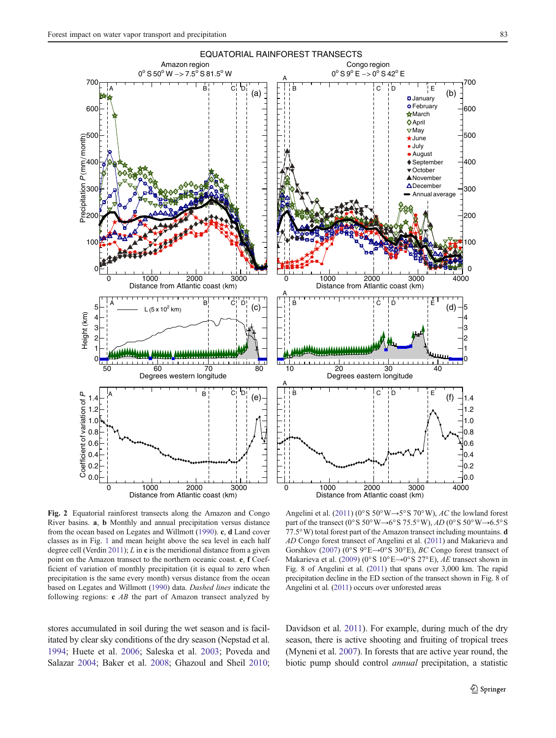**Fig. 2** Equatorial rainforest transects along the Amazon and Congo River basins. **a**, **b** Monthly and annual precipitation versus distance from the ocean based on Legates and Willmott (1990). **c**, **d** Land cover classes as in Fig. 1 and mean height above the sea level in each half degree cell (Verdin 2011); *L* in **c** is the meridional distance from a given point on the Amazon transect to the northern oceanic coast. **e**, **f** Coefficient of variation of monthly precipitation (it is equal to zero when precipitation is the same every month) versus distance from the ocean based on Legates and Willmott (1990) data. *Dashed lines* indicate the following regions: **c** *AB* the part of Amazon transect analyzed by Angelini et al. (2011) (0° S 50° W→5° S 70° W), *AC* the lowland forest part of the transect (0° S 50° W→6° S 75.5° W), *AD* (0° S 50° W→6.5° S 77.5° W) total forest part of the Amazon transect including mountains. **d** *AD* Congo forest transect of Angelini et al. (2011) and Makarieva and Gorshkov (2007) (0° S 9° E→0° S 30° E), *BC* Congo forest transect of Makarieva et al. (2009) (0° S 10° E→0° S 27° E), *AE* transect shown in Fig. 8 of Angelini et al. (2011) that spans over 3,000 km. The rapid precipitation decline in the ED section of the transect shown in Fig. 8 of Angelini et al. (2011) occurs over unforested areas

stores accumulated in soil during the wet season and is facilitated by clear sky conditions of the dry season (Nepstad et al. 1994; Huete et al. 2006; Saleska et al. 2003; Poveda and Salazar 2004; Baker et al. 2008; Ghazoul and Sheil 2010; Davidson et al. 2011). For example, during much of the dry season, there is active shooting and fruiting of tropical trees (Myneni et al. 2007). In forests that are active year round, the biotic pump should control *annual* precipitation, a statistic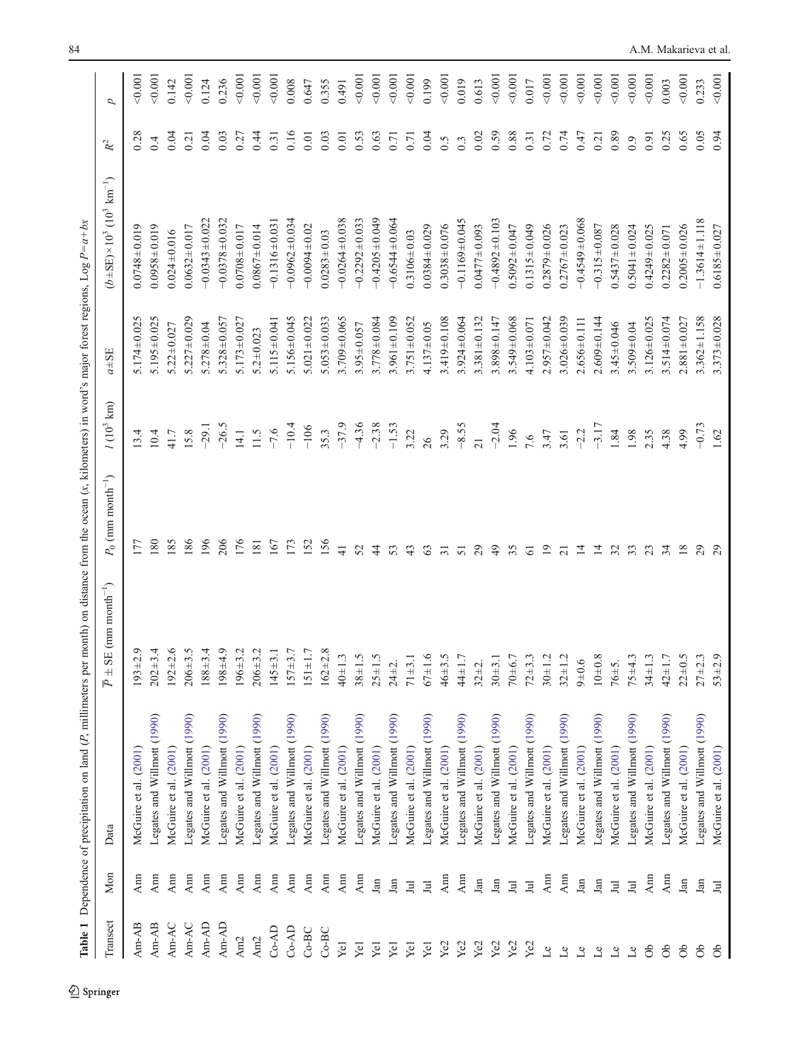**Table 1** Dependence of precipitation on land ($P$, millimeters per month) on distance from the ocean ($x$, kilometers) in word's major forest regions, Log $P = a + bx$

| Transect | Mon | Data | $\bar{P} \pm$ SE (mm month$^{-1}$) | $P_0$ (mm month$^{-1}$) | $l$ ($10^3$ km) | $a \pm$SE | $(b \pm \text{SE}) \times 10^3$ ($10^3$ km$^{-1}$) | $R^2$ | $p$ |
|---|---|---|---|---|---|---|---|---|---|
| Am-AB | Ann | McGuire et al. (2001) | 193±2.9 | 177 | 13.4 | 5.174±0.025 | 0.0748±0.019 | 0.28 | <0.001 |
| Am-AB | Ann | Legates and Willmott (1990) | 202±3.4 | 180 | 10.4 | 5.195±0.025 | 0.0958±0.019 | 0.4 | <0.001 |
| Am-AC | Ann | McGuire et al. (2001) | 192±2.6 | 185 | 41.7 | 5.22±0.027 | 0.024±0.016 | 0.04 | 0.142 |
| Am-AC | Ann | Legates and Willmott (1990) | 206±3.5 | 186 | 15.8 | 5.227±0.029 | 0.0632±0.017 | 0.21 | <0.001 |
| Am-AD | Ann | McGuire et al. (2001) | 188±3.4 | 196 | −29.1 | 5.278±0.04 | −0.0343±0.022 | 0.04 | 0.124 |
| Am-AD | Ann | Legates and Willmott (1990) | 198±4.9 | 206 | −26.5 | 5.328±0.057 | −0.0378±0.032 | 0.03 | 0.236 |
| Am2 | Ann | McGuire et al. (2001) | 196±3.2 | 176 | 14.1 | 5.173±0.027 | 0.0708±0.017 | 0.27 | <0.001 |
| Am2 | Ann | Legates and Willmott (1990) | 206±3.2 | 181 | 11.5 | 5.2±0.023 | 0.0867±0.014 | 0.44 | <0.001 |
| Co-AD | Ann | McGuire et al. (2001) | 145±3.1 | 167 | −7.6 | 5.115±0.041 | −0.1316±0.031 | 0.31 | <0.001 |
| Co-AD | Ann | Legates and Willmott (1990) | 157±3.7 | 173 | −10.4 | 5.156±0.045 | −0.0962±0.034 | 0.16 | 0.008 |
| Co-BC | Ann | McGuire et al. (2001) | 151±1.7 | 152 | −106 | 5.021±0.022 | −0.0094±0.02 | 0.01 | 0.647 |
| Co-BC | Ann | Legates and Willmott (1990) | 162±2.8 | 156 | 35.3 | 5.053±0.033 | 0.0283±0.03 | 0.03 | 0.355 |
| Ye1 | Ann | McGuire et al. (2001) | 40±1.3 | 41 | −37.9 | 3.709±0.065 | −0.0264±0.038 | 0.01 | 0.491 |
| Ye1 | Ann | Legates and Willmott (1990) | 38±1.5 | 52 | −4.36 | 3.95±0.057 | −0.2292±0.033 | 0.53 | <0.001 |
| Ye1 | Jan | McGuire et al. (2001) | 25±1.5 | 44 | −2.38 | 3.778±0.084 | −0.4205±0.049 | 0.63 | <0.001 |
| Ye1 | Jan | Legates and Willmott (1990) | 24±2. | 53 | −1.53 | 3.961±0.109 | −0.6544±0.064 | 0.71 | <0.001 |
| Ye1 | Jul | McGuire et al. (2001) | 71±3.1 | 43 | 3.22 | 3.751±0.052 | 0.3106±0.03 | 0.71 | <0.001 |
| Ye1 | Jul | Legates and Willmott (1990) | 67±1.6 | 63 | 26 | 4.137±0.05 | 0.0384±0.029 | 0.04 | 0.199 |
| Ye2 | Ann | McGuire et al. (2001) | 46±3.5 | 31 | 3.29 | 3.419±0.108 | 0.3038±0.076 | 0.5 | <0.001 |
| Ye2 | Ann | Legates and Willmott (1990) | 44±1.7 | 51 | −8.55 | 3.924±0.064 | −0.1169±0.045 | 0.3 | 0.019 |
| Ye2 | Jan | McGuire et al. (2001) | 32±2. | 29 | 21 | 3.381±0.132 | 0.0477±0.093 | 0.02 | 0.613 |
| Ye2 | Jan | Legates and Willmott (1990) | 30±3.1 | 49 | −2.04 | 3.898±0.147 | −0.4892±0.103 | 0.59 | <0.001 |
| Ye2 | Jul | McGuire et al. (2001) | 70±6.7 | 35 | 1.96 | 3.549±0.068 | 0.5092±0.047 | 0.88 | <0.001 |
| Ye2 | Jul | Legates and Willmott (1990) | 72±3.3 | 61 | 7.6 | 4.103±0.071 | 0.1315±0.049 | 0.31 | 0.017 |
| Le | Ann | McGuire et al. (2001) | 30±1.2 | 19 | 3.47 | 2.957±0.042 | 0.2879±0.026 | 0.72 | <0.001 |
| Le | Ann | Legates and Willmott (1990) | 32±1.2 | 21 | 3.61 | 3.026±0.039 | 0.2767±0.023 | 0.74 | <0.001 |
| Le | Jan | McGuire et al. (2001) | 9±0.6 | 14 | −2.2 | 2.656±0.111 | −0.4549±0.068 | 0.47 | <0.001 |
| Le | Jan | Legates and Willmott (1990) | 10±0.8 | 14 | −3.17 | 2.609±0.144 | −0.315±0.087 | 0.21 | <0.001 |
| Le | Jul | McGuire et al. (2001) | 76±5. | 32 | 1.84 | 3.45±0.046 | 0.5437±0.028 | 0.89 | <0.001 |
| Le | Jul | Legates and Willmott (1990) | 75±4.3 | 33 | 1.98 | 3.509±0.04 | 0.5041±0.024 | 0.9 | <0.001 |
| Ob | Ann | McGuire et al. (2001) | 34±1.3 | 23 | 2.35 | 3.126±0.025 | 0.4249±0.025 | 0.91 | <0.001 |
| Ob | Ann | Legates and Willmott (1990) | 42±1.7 | 34 | 4.38 | 3.514±0.074 | 0.2282±0.071 | 0.25 | 0.003 |
| Ob | Jan | McGuire et al. (2001) | 22±0.5 | 18 | 4.99 | 2.881±0.027 | 0.2005±0.026 | 0.65 | <0.001 |
| Ob | Jan | Legates and Willmott (1990) | 27±2.3 | 29 | −0.73 | 3.362±1.158 | −1.3614±1.118 | 0.05 | 0.233 |
| Ob | Jul | McGuire et al. (2001) | 53±2.9 | 29 | 1.62 | 3.373±0.028 | 0.6185±0.027 | 0.94 | <0.001 |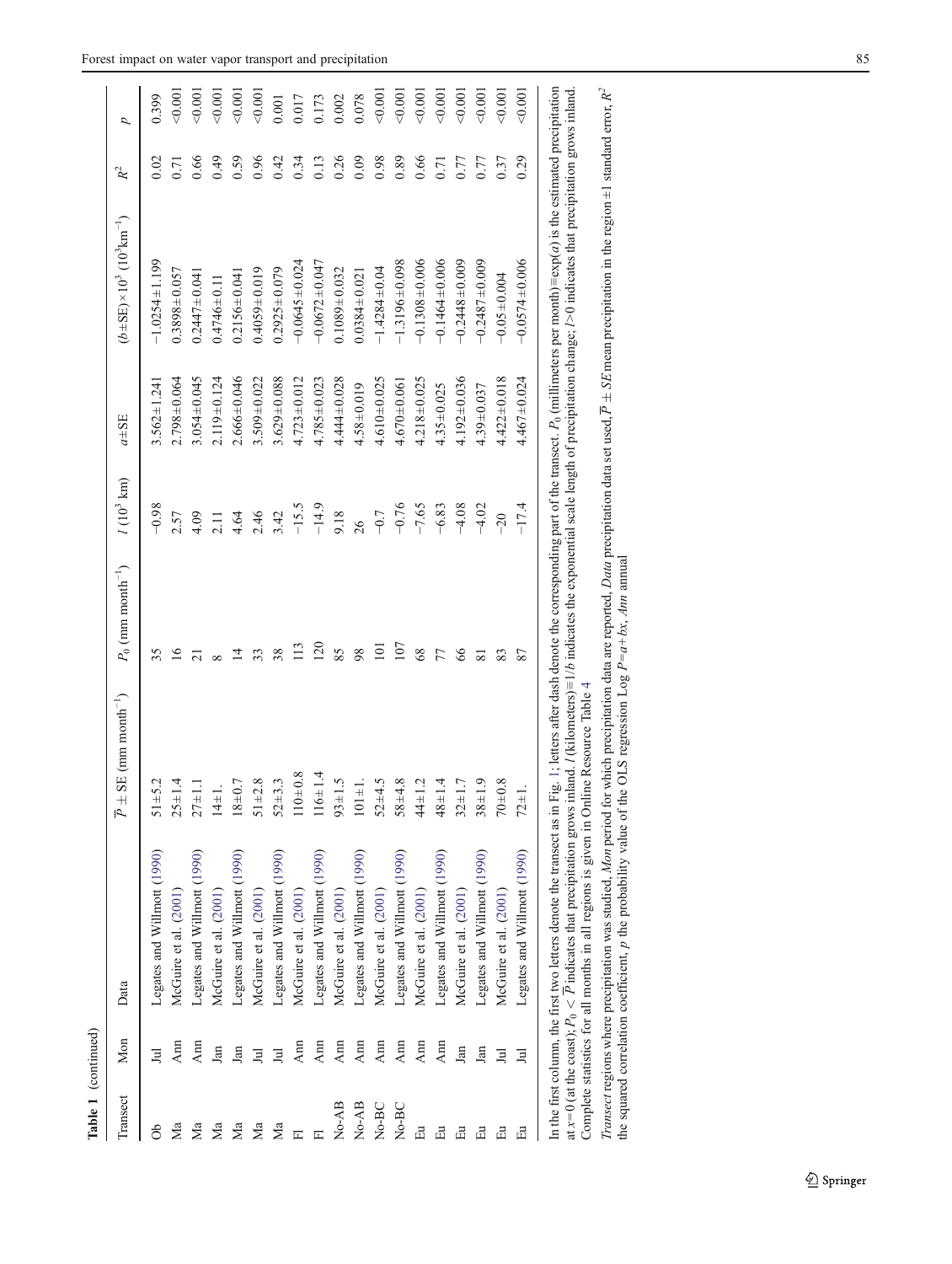**Table 1** (continued)

| Transect | Mon | Data | $\overline{P} \pm$ SE (mm month$^{-1}$) | $P_0$ (mm month$^{-1}$) | $l$ ($10^3$ km) | $a$±SE | ($b$±SE)×$10^3$ ($10^3$km$^{-1}$) | $R^2$ | $p$ |
|---|---|---|---|---|---|---|---|---|---|
| Ob | Jul | Legates and Willmott (1990) | 51±5.2 | 35 | −0.98 | 3.562±1.241 | −1.0254±1.199 | 0.02 | 0.399 |
| Ma | Ann | McGuire et al. (2001) | 25±1.4 | 16 | 2.57 | 2.798±0.064 | 0.3898±0.057 | 0.71 | <0.001 |
| Ma | Ann | Legates and Willmott (1990) | 27±1.1 | 21 | 4.09 | 3.054±0.045 | 0.2447±0.041 | 0.66 | <0.001 |
| Ma | Jan | McGuire et al. (2001) | 14±1. | 8 | 2.11 | 2.119±0.124 | 0.4746±0.11 | 0.49 | <0.001 |
| Ma | Jan | Legates and Willmott (1990) | 18±0.7 | 14 | 4.64 | 2.666±0.046 | 0.2156±0.041 | 0.59 | <0.001 |
| Ma | Jul | McGuire et al. (2001) | 51±2.8 | 33 | 2.46 | 3.509±0.022 | 0.4059±0.019 | 0.96 | <0.001 |
| Ma | Jul | Legates and Willmott (1990) | 52±3.3 | 38 | 3.42 | 3.629±0.088 | 0.2925±0.079 | 0.42 | 0.001 |
| Fl | Ann | McGuire et al. (2001) | 110±0.8 | 113 | −15.5 | 4.723±0.012 | −0.0645±0.024 | 0.34 | 0.017 |
| Fl | Ann | Legates and Willmott (1990) | 116±1.4 | 120 | −14.9 | 4.785±0.023 | −0.0672±0.047 | 0.13 | 0.173 |
| No-AB | Ann | McGuire et al. (2001) | 93±1.5 | 85 | 9.18 | 4.444±0.028 | 0.1089±0.032 | 0.26 | 0.002 |
| No-AB | Ann | Legates and Willmott (1990) | 101±1. | 98 | 26 | 4.58±0.019 | 0.0384±0.021 | 0.09 | 0.078 |
| No-BC | Ann | McGuire et al. (2001) | 52±4.5 | 101 | −0.7 | 4.610±0.025 | −1.4284±0.04 | 0.98 | <0.001 |
| No-BC | Ann | Legates and Willmott (1990) | 58±4.8 | 107 | −0.76 | 4.670±0.061 | −1.3196±0.098 | 0.89 | <0.001 |
| Eu | Ann | McGuire et al. (2001) | 44±1.2 | 68 | −7.65 | 4.218±0.025 | −0.1308±0.006 | 0.66 | <0.001 |
| Eu | Ann | Legates and Willmott (1990) | 48±1.4 | 77 | −6.83 | 4.35±0.025 | −0.1464±0.006 | 0.71 | <0.001 |
| Eu | Jan | McGuire et al. (2001) | 32±1.7 | 66 | −4.08 | 4.192±0.036 | −0.2448±0.009 | 0.77 | <0.001 |
| Eu | Jan | Legates and Willmott (1990) | 38±1.9 | 81 | −4.02 | 4.39±0.037 | −0.2487±0.009 | 0.77 | <0.001 |
| Eu | Jul | McGuire et al. (2001) | 70±0.8 | 83 | −20 | 4.422±0.018 | −0.05±0.004 | 0.37 | <0.001 |
| Eu | Jul | Legates and Willmott (1990) | 72±1. | 87 | −17.4 | 4.467±0.024 | −0.0574±0.006 | 0.29 | <0.001 |

In the first column, the first two letters denote the transect as in Fig. 1; letters after dash denote the corresponding part of the transect. $P_0$ (millimeters per month)=exp($a$) is the estimated precipitation at $x$=0 (at the coast); $P_0 < \overline{P}$ indicates that precipitation grows inland. $l$ (kilometers)=1/$b$ indicates the exponential scale length of precipitation change; $l$>0 indicates that precipitation grows inland. Complete statistics for all months in all regions is given in Online Resource Table 4

*Transect* regions where precipitation was studied, *Mon* period for which precipitation data are reported, *Data* precipitation data set used, $\overline{P} \pm SE$ mean precipitation in the region ±1 standard error, $R^2$ the squared correlation coefficient, $p$ the probability value of the OLS regression Log $P$=$a$+$bx$, *Ann* annual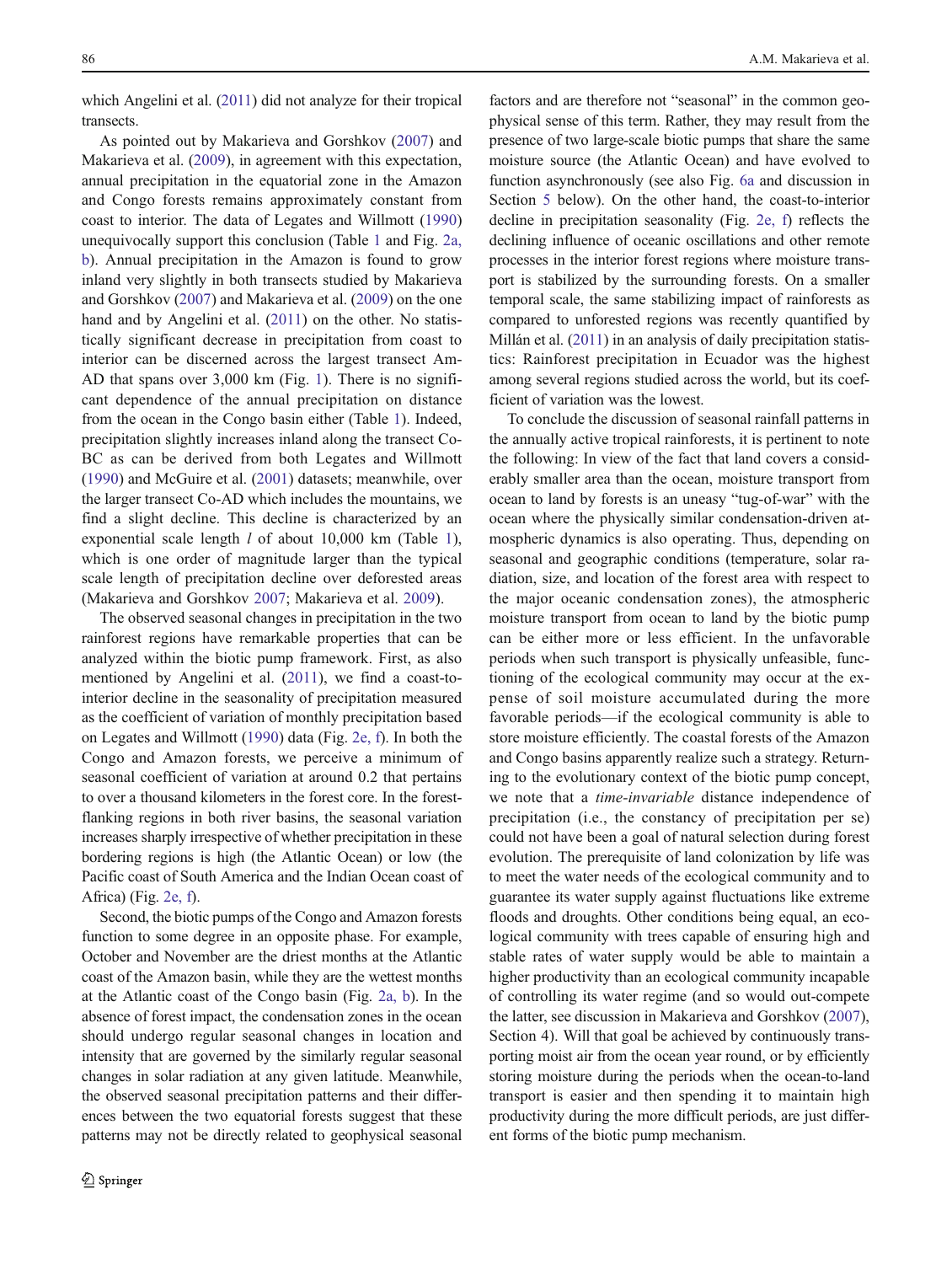which Angelini et al. (2011) did not analyze for their tropical transects.

As pointed out by Makarieva and Gorshkov (2007) and Makarieva et al. (2009), in agreement with this expectation, annual precipitation in the equatorial zone in the Amazon and Congo forests remains approximately constant from coast to interior. The data of Legates and Willmott (1990) unequivocally support this conclusion (Table 1 and Fig. 2a, b). Annual precipitation in the Amazon is found to grow inland very slightly in both transects studied by Makarieva and Gorshkov (2007) and Makarieva et al. (2009) on the one hand and by Angelini et al. (2011) on the other. No statistically significant decrease in precipitation from coast to interior can be discerned across the largest transect Am-AD that spans over 3,000 km (Fig. 1). There is no significant dependence of the annual precipitation on distance from the ocean in the Congo basin either (Table 1). Indeed, precipitation slightly increases inland along the transect Co-BC as can be derived from both Legates and Willmott (1990) and McGuire et al. (2001) datasets; meanwhile, over the larger transect Co-AD which includes the mountains, we find a slight decline. This decline is characterized by an exponential scale length $l$ of about 10,000 km (Table 1), which is one order of magnitude larger than the typical scale length of precipitation decline over deforested areas (Makarieva and Gorshkov 2007; Makarieva et al. 2009).

The observed seasonal changes in precipitation in the two rainforest regions have remarkable properties that can be analyzed within the biotic pump framework. First, as also mentioned by Angelini et al. (2011), we find a coast-to-interior decline in the seasonality of precipitation measured as the coefficient of variation of monthly precipitation based on Legates and Willmott (1990) data (Fig. 2e, f). In both the Congo and Amazon forests, we perceive a minimum of seasonal coefficient of variation at around 0.2 that pertains to over a thousand kilometers in the forest core. In the forest-flanking regions in both river basins, the seasonal variation increases sharply irrespective of whether precipitation in these bordering regions is high (the Atlantic Ocean) or low (the Pacific coast of South America and the Indian Ocean coast of Africa) (Fig. 2e, f).

Second, the biotic pumps of the Congo and Amazon forests function to some degree in an opposite phase. For example, October and November are the driest months at the Atlantic coast of the Amazon basin, while they are the wettest months at the Atlantic coast of the Congo basin (Fig. 2a, b). In the absence of forest impact, the condensation zones in the ocean should undergo regular seasonal changes in location and intensity that are governed by the similarly regular seasonal changes in solar radiation at any given latitude. Meanwhile, the observed seasonal precipitation patterns and their differences between the two equatorial forests suggest that these patterns may not be directly related to geophysical seasonal factors and are therefore not "seasonal" in the common geophysical sense of this term. Rather, they may result from the presence of two large-scale biotic pumps that share the same moisture source (the Atlantic Ocean) and have evolved to function asynchronously (see also Fig. 6a and discussion in Section 5 below). On the other hand, the coast-to-interior decline in precipitation seasonality (Fig. 2e, f) reflects the declining influence of oceanic oscillations and other remote processes in the interior forest regions where moisture transport is stabilized by the surrounding forests. On a smaller temporal scale, the same stabilizing impact of rainforests as compared to unforested regions was recently quantified by Millán et al. (2011) in an analysis of daily precipitation statistics: Rainforest precipitation in Ecuador was the highest among several regions studied across the world, but its coefficient of variation was the lowest.

To conclude the discussion of seasonal rainfall patterns in the annually active tropical rainforests, it is pertinent to note the following: In view of the fact that land covers a considerably smaller area than the ocean, moisture transport from ocean to land by forests is an uneasy "tug-of-war" with the ocean where the physically similar condensation-driven atmospheric dynamics is also operating. Thus, depending on seasonal and geographic conditions (temperature, solar radiation, size, and location of the forest area with respect to the major oceanic condensation zones), the atmospheric moisture transport from ocean to land by the biotic pump can be either more or less efficient. In the unfavorable periods when such transport is physically unfeasible, functioning of the ecological community may occur at the expense of soil moisture accumulated during the more favorable periods—if the ecological community is able to store moisture efficiently. The coastal forests of the Amazon and Congo basins apparently realize such a strategy. Returning to the evolutionary context of the biotic pump concept, we note that a *time-invariable* distance independence of precipitation (i.e., the constancy of precipitation per se) could not have been a goal of natural selection during forest evolution. The prerequisite of land colonization by life was to meet the water needs of the ecological community and to guarantee its water supply against fluctuations like extreme floods and droughts. Other conditions being equal, an ecological community with trees capable of ensuring high and stable rates of water supply would be able to maintain a higher productivity than an ecological community incapable of controlling its water regime (and so would out-compete the latter, see discussion in Makarieva and Gorshkov (2007), Section 4). Will that goal be achieved by continuously transporting moist air from the ocean year round, or by efficiently storing moisture during the periods when the ocean-to-land transport is easier and then spending it to maintain high productivity during the more difficult periods, are just different forms of the biotic pump mechanism.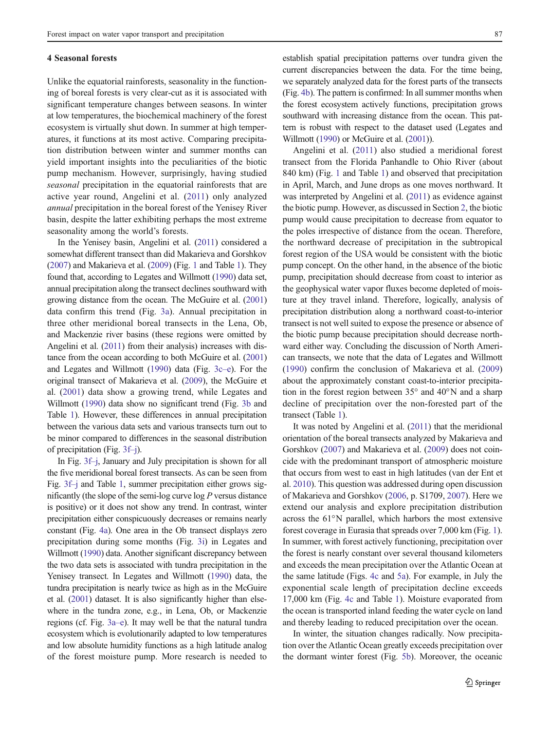## 4 Seasonal forests

Unlike the equatorial rainforests, seasonality in the functioning of boreal forests is very clear-cut as it is associated with significant temperature changes between seasons. In winter at low temperatures, the biochemical machinery of the forest ecosystem is virtually shut down. In summer at high temperatures, it functions at its most active. Comparing precipitation distribution between winter and summer months can yield important insights into the peculiarities of the biotic pump mechanism. However, surprisingly, having studied *seasonal* precipitation in the equatorial rainforests that are active year round, Angelini et al. (2011) only analyzed *annual* precipitation in the boreal forest of the Yenisey River basin, despite the latter exhibiting perhaps the most extreme seasonality among the world's forests.

In the Yenisey basin, Angelini et al. (2011) considered a somewhat different transect than did Makarieva and Gorshkov (2007) and Makarieva et al. (2009) (Fig. 1 and Table 1). They found that, according to Legates and Willmott (1990) data set, annual precipitation along the transect declines southward with growing distance from the ocean. The McGuire et al. (2001) data confirm this trend (Fig. 3a). Annual precipitation in three other meridional boreal transects in the Lena, Ob, and Mackenzie river basins (these regions were omitted by Angelini et al. (2011) from their analysis) increases with distance from the ocean according to both McGuire et al. (2001) and Legates and Willmott (1990) data (Fig. 3c–e). For the original transect of Makarieva et al. (2009), the McGuire et al. (2001) data show a growing trend, while Legates and Willmott (1990) data show no significant trend (Fig. 3b and Table 1). However, these differences in annual precipitation between the various data sets and various transects turn out to be minor compared to differences in the seasonal distribution of precipitation (Fig. 3f–j).

In Fig. 3f–j, January and July precipitation is shown for all the five meridional boreal forest transects. As can be seen from Fig. 3f–j and Table 1, summer precipitation either grows significantly (the slope of the semi-log curve log $P$ versus distance is positive) or it does not show any trend. In contrast, winter precipitation either conspicuously decreases or remains nearly constant (Fig. 4a). One area in the Ob transect displays zero precipitation during some months (Fig. 3i) in Legates and Willmott (1990) data. Another significant discrepancy between the two data sets is associated with tundra precipitation in the Yenisey transect. In Legates and Willmott (1990) data, the tundra precipitation is nearly twice as high as in the McGuire et al. (2001) dataset. It is also significantly higher than elsewhere in the tundra zone, e.g., in Lena, Ob, or Mackenzie regions (cf. Fig. 3a–e). It may well be that the natural tundra ecosystem which is evolutionarily adapted to low temperatures and low absolute humidity functions as a high latitude analog of the forest moisture pump. More research is needed to establish spatial precipitation patterns over tundra given the current discrepancies between the data. For the time being, we separately analyzed data for the forest parts of the transects (Fig. 4b). The pattern is confirmed: In all summer months when the forest ecosystem actively functions, precipitation grows southward with increasing distance from the ocean. This pattern is robust with respect to the dataset used (Legates and Willmott (1990) or McGuire et al. (2001)).

Angelini et al. (2011) also studied a meridional forest transect from the Florida Panhandle to Ohio River (about 840 km) (Fig. 1 and Table 1) and observed that precipitation in April, March, and June drops as one moves northward. It was interpreted by Angelini et al. (2011) as evidence against the biotic pump. However, as discussed in Section 2, the biotic pump would cause precipitation to decrease from equator to the poles irrespective of distance from the ocean. Therefore, the northward decrease of precipitation in the subtropical forest region of the USA would be consistent with the biotic pump concept. On the other hand, in the absence of the biotic pump, precipitation should decrease from coast to interior as the geophysical water vapor fluxes become depleted of moisture at they travel inland. Therefore, logically, analysis of precipitation distribution along a northward coast-to-interior transect is not well suited to expose the presence or absence of the biotic pump because precipitation should decrease northward either way. Concluding the discussion of North American transects, we note that the data of Legates and Willmott (1990) confirm the conclusion of Makarieva et al. (2009) about the approximately constant coast-to-interior precipitation in the forest region between 35° and 40°N and a sharp decline of precipitation over the non-forested part of the transect (Table 1).

It was noted by Angelini et al. (2011) that the meridional orientation of the boreal transects analyzed by Makarieva and Gorshkov (2007) and Makarieva et al. (2009) does not coincide with the predominant transport of atmospheric moisture that occurs from west to east in high latitudes (van der Ent et al. 2010). This question was addressed during open discussion of Makarieva and Gorshkov (2006, p. S1709, 2007). Here we extend our analysis and explore precipitation distribution across the 61°N parallel, which harbors the most extensive forest coverage in Eurasia that spreads over 7,000 km (Fig. 1). In summer, with forest actively functioning, precipitation over the forest is nearly constant over several thousand kilometers and exceeds the mean precipitation over the Atlantic Ocean at the same latitude (Figs. 4c and 5a). For example, in July the exponential scale length of precipitation decline exceeds 17,000 km (Fig. 4c and Table 1). Moisture evaporated from the ocean is transported inland feeding the water cycle on land and thereby leading to reduced precipitation over the ocean.

In winter, the situation changes radically. Now precipitation over the Atlantic Ocean greatly exceeds precipitation over the dormant winter forest (Fig. 5b). Moreover, the oceanic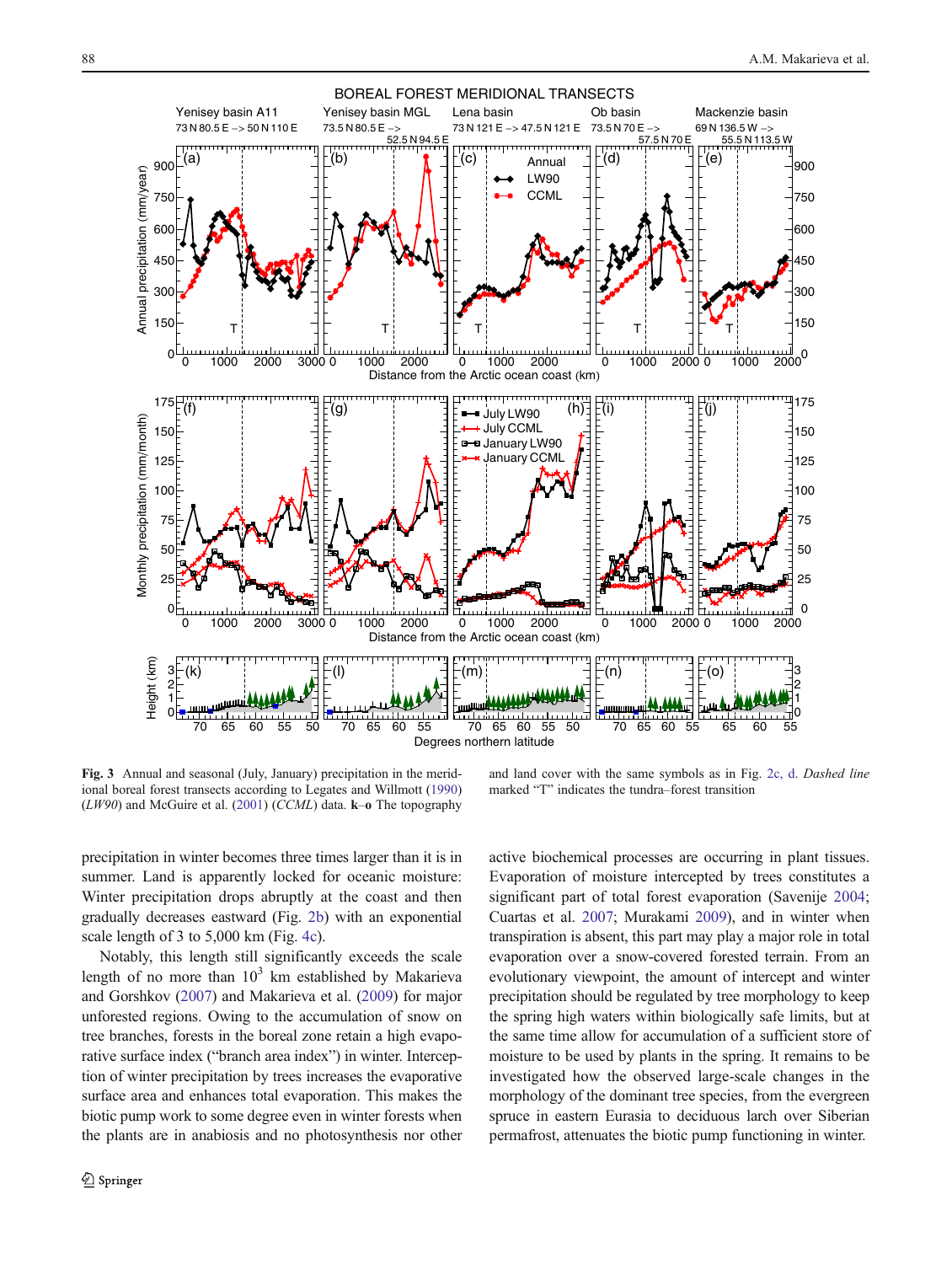**Fig. 3** Annual and seasonal (July, January) precipitation in the meridional boreal forest transects according to Legates and Willmott (1990) (*LW90*) and McGuire et al. (2001) (*CCML*) data. **k**–**o** The topography and land cover with the same symbols as in Fig. 2c, d. *Dashed line* marked "T" indicates the tundra–forest transition

precipitation in winter becomes three times larger than it is in summer. Land is apparently locked for oceanic moisture: Winter precipitation drops abruptly at the coast and then gradually decreases eastward (Fig. 2b) with an exponential scale length of 3 to 5,000 km (Fig. 4c).

Notably, this length still significantly exceeds the scale length of no more than $10^3$ km established by Makarieva and Gorshkov (2007) and Makarieva et al. (2009) for major unforested regions. Owing to the accumulation of snow on tree branches, forests in the boreal zone retain a high evaporative surface index ("branch area index") in winter. Interception of winter precipitation by trees increases the evaporative surface area and enhances total evaporation. This makes the biotic pump work to some degree even in winter forests when the plants are in anabiosis and no photosynthesis nor other active biochemical processes are occurring in plant tissues. Evaporation of moisture intercepted by trees constitutes a significant part of total forest evaporation (Savenije 2004; Cuartas et al. 2007; Murakami 2009), and in winter when transpiration is absent, this part may play a major role in total evaporation over a snow-covered forested terrain. From an evolutionary viewpoint, the amount of intercept and winter precipitation should be regulated by tree morphology to keep the spring high waters within biologically safe limits, but at the same time allow for accumulation of a sufficient store of moisture to be used by plants in the spring. It remains to be investigated how the observed large-scale changes in the morphology of the dominant tree species, from the evergreen spruce in eastern Eurasia to deciduous larch over Siberian permafrost, attenuates the biotic pump functioning in winter.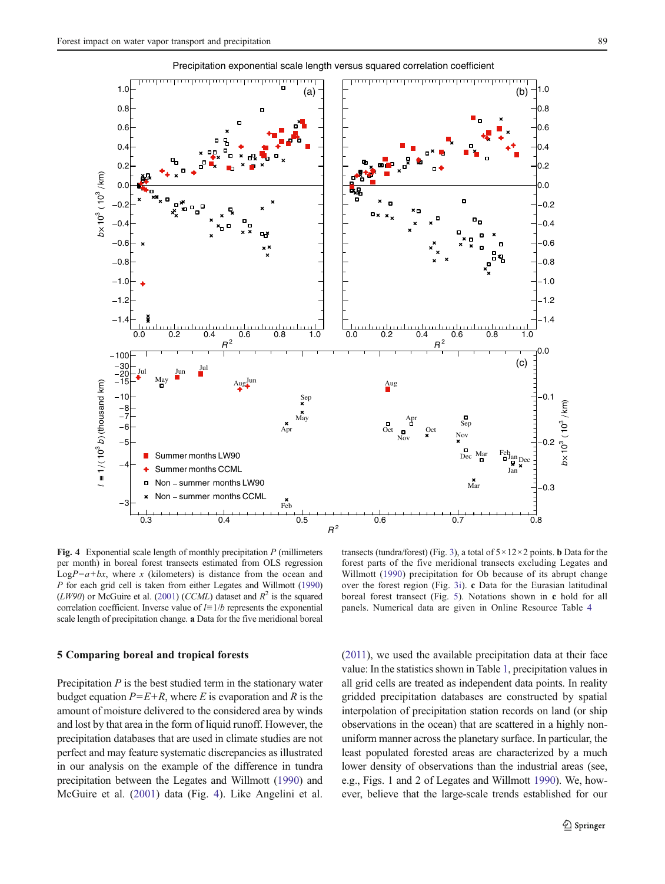Precipitation exponential scale length versus squared correlation coefficient

**Fig. 4** Exponential scale length of monthly precipitation $P$ (millimeters per month) in boreal forest transects estimated from OLS regression $\mathrm{Log}P = a + bx$, where $x$ (kilometers) is distance from the ocean and $P$ for each grid cell is taken from either Legates and Willmott (1990) (*LW90*) or McGuire et al. (2001) (*CCML*) dataset and $R^2$ is the squared correlation coefficient. Inverse value of $l \equiv 1/b$ represents the exponential scale length of precipitation change. **a** Data for the five meridional boreal transects (tundra/forest) (Fig. 3), a total of $5 \times 12 \times 2$ points. **b** Data for the forest parts of the five meridional transects excluding Legates and Willmott (1990) precipitation for Ob because of its abrupt change over the forest region (Fig. 3i). **c** Data for the Eurasian latitudinal boreal forest transect (Fig. 5). Notations shown in **c** hold for all panels. Numerical data are given in Online Resource Table 4

## 5 Comparing boreal and tropical forests

Precipitation $P$ is the best studied term in the stationary water budget equation $P = E + R$, where $E$ is evaporation and $R$ is the amount of moisture delivered to the considered area by winds and lost by that area in the form of liquid runoff. However, the precipitation databases that are used in climate studies are not perfect and may feature systematic discrepancies as illustrated in our analysis on the example of the difference in tundra precipitation between the Legates and Willmott (1990) and McGuire et al. (2001) data (Fig. 4). Like Angelini et al. (2011), we used the available precipitation data at their face value: In the statistics shown in Table 1, precipitation values in all grid cells are treated as independent data points. In reality gridded precipitation databases are constructed by spatial interpolation of precipitation station records on land (or ship observations in the ocean) that are scattered in a highly non-uniform manner across the planetary surface. In particular, the least populated forested areas are characterized by a much lower density of observations than the industrial areas (see, e.g., Figs. 1 and 2 of Legates and Willmott 1990). We, however, believe that the large-scale trends established for our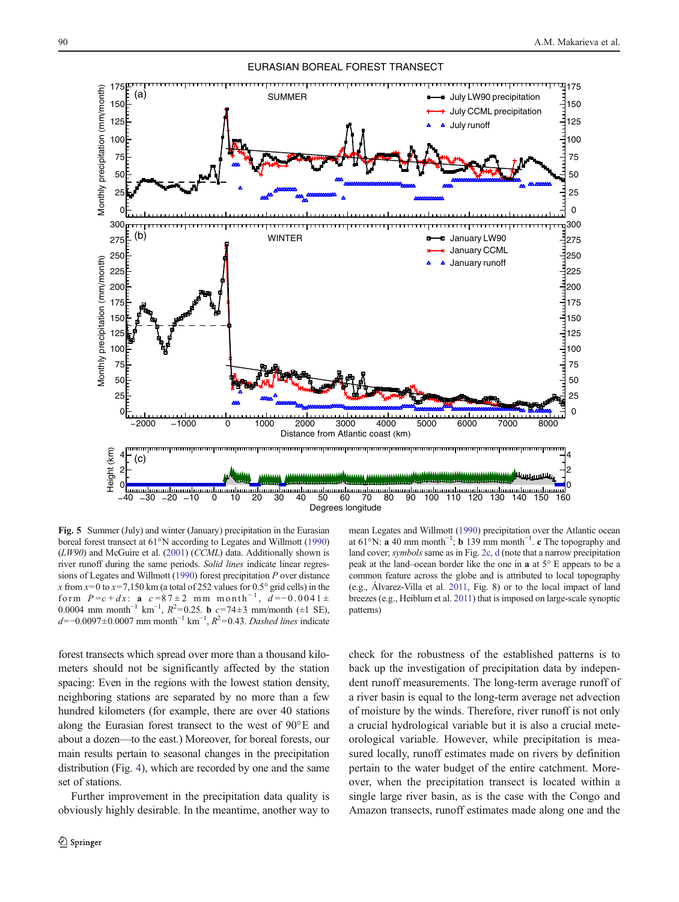**Fig. 5** Summer (July) and winter (January) precipitation in the Eurasian boreal forest transect at 61°N according to Legates and Willmott (1990) (*LW90*) and McGuire et al. (2001) (*CCML*) data. Additionally shown is river runoff during the same periods. *Solid lines* indicate linear regressions of Legates and Willmott (1990) forest precipitation $P$ over distance $x$ from $x=0$ to $x=7{,}150$ km (a total of 252 values for 0.5° grid cells) in the form $P=c+dx$: **a** $c=87\pm2$ mm month$^{-1}$, $d=-0.0041\pm0.0004$ mm month$^{-1}$ km$^{-1}$, $R^2=0.25$. **b** $c=74\pm3$ mm/month (±1 SE), $d=-0.0097\pm0.0007$ mm month$^{-1}$ km$^{-1}$, $R^2=0.43$. *Dashed lines* indicate mean Legates and Willmott (1990) precipitation over the Atlantic ocean at 61°N: **a** 40 mm month$^{-1}$; **b** 139 mm month$^{-1}$. **c** The topography and land cover; *symbols* same as in Fig. 2c, d (note that a narrow precipitation peak at the land–ocean border like the one in **a** at 5° E appears to be a common feature across the globe and is attributed to local topography (e.g., Álvarez-Villa et al. 2011, Fig. 8) or to the local impact of land breezes (e.g., Heiblum et al. 2011) that is imposed on large-scale synoptic patterns)

forest transects which spread over more than a thousand kilometers should not be significantly affected by the station spacing: Even in the regions with the lowest station density, neighboring stations are separated by no more than a few hundred kilometers (for example, there are over 40 stations along the Eurasian forest transect to the west of 90°E and about a dozen—to the east.) Moreover, for boreal forests, our main results pertain to seasonal changes in the precipitation distribution (Fig. 4), which are recorded by one and the same set of stations.

Further improvement in the precipitation data quality is obviously highly desirable. In the meantime, another way to check for the robustness of the established patterns is to back up the investigation of precipitation data by independent runoff measurements. The long-term average runoff of a river basin is equal to the long-term average net advection of moisture by the winds. Therefore, river runoff is not only a crucial hydrological variable but it is also a crucial meteorological variable. However, while precipitation is measured locally, runoff estimates made on rivers by definition pertain to the water budget of the entire catchment. Moreover, when the precipitation transect is located within a single large river basin, as is the case with the Congo and Amazon transects, runoff estimates made along one and the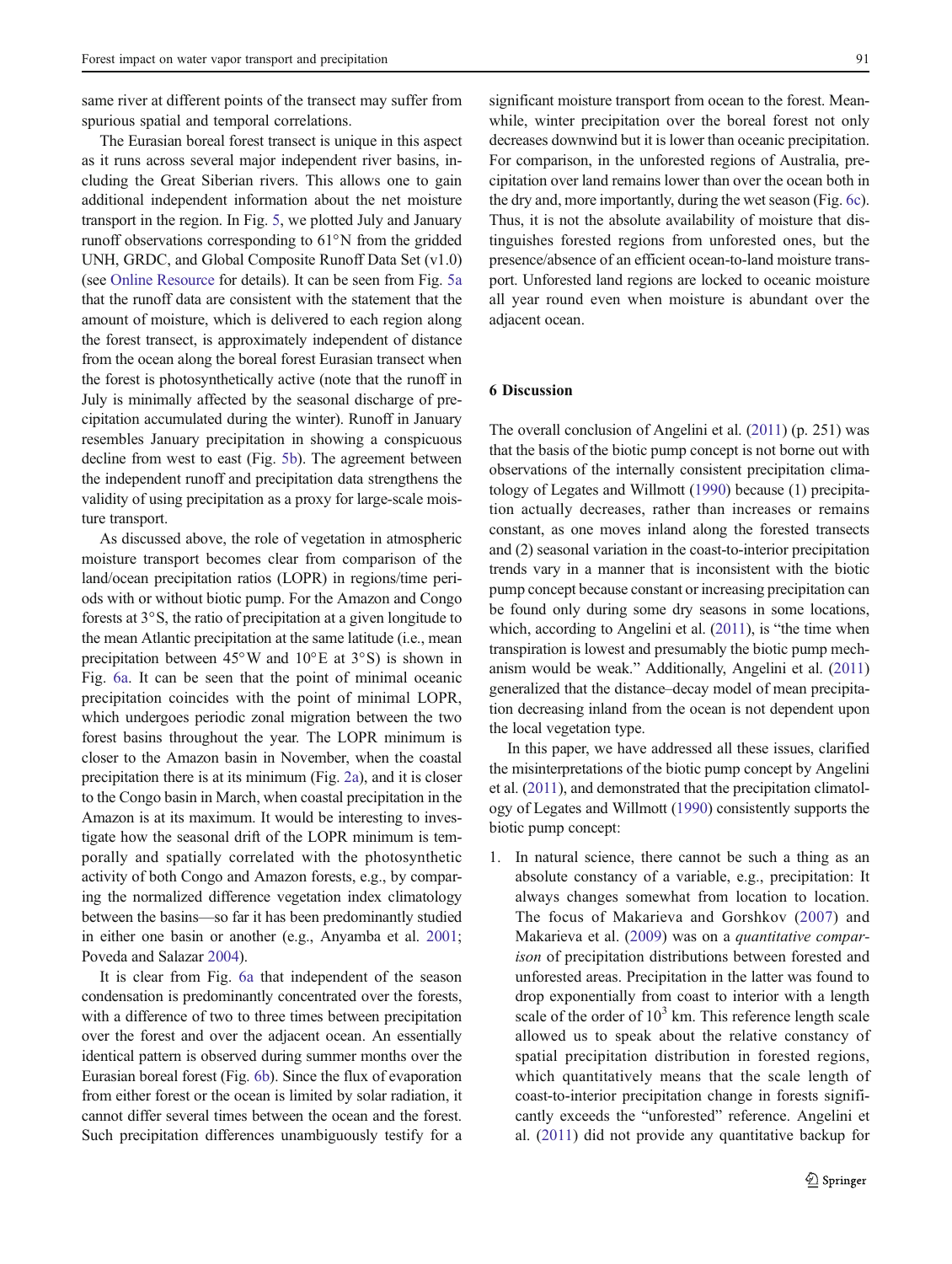same river at different points of the transect may suffer from spurious spatial and temporal correlations.

The Eurasian boreal forest transect is unique in this aspect as it runs across several major independent river basins, including the Great Siberian rivers. This allows one to gain additional independent information about the net moisture transport in the region. In Fig. 5, we plotted July and January runoff observations corresponding to 61°N from the gridded UNH, GRDC, and Global Composite Runoff Data Set (v1.0) (see Online Resource for details). It can be seen from Fig. 5a that the runoff data are consistent with the statement that the amount of moisture, which is delivered to each region along the forest transect, is approximately independent of distance from the ocean along the boreal forest Eurasian transect when the forest is photosynthetically active (note that the runoff in July is minimally affected by the seasonal discharge of precipitation accumulated during the winter). Runoff in January resembles January precipitation in showing a conspicuous decline from west to east (Fig. 5b). The agreement between the independent runoff and precipitation data strengthens the validity of using precipitation as a proxy for large-scale moisture transport.

As discussed above, the role of vegetation in atmospheric moisture transport becomes clear from comparison of the land/ocean precipitation ratios (LOPR) in regions/time periods with or without biotic pump. For the Amazon and Congo forests at 3°S, the ratio of precipitation at a given longitude to the mean Atlantic precipitation at the same latitude (i.e., mean precipitation between 45°W and 10°E at 3°S) is shown in Fig. 6a. It can be seen that the point of minimal oceanic precipitation coincides with the point of minimal LOPR, which undergoes periodic zonal migration between the two forest basins throughout the year. The LOPR minimum is closer to the Amazon basin in November, when the coastal precipitation there is at its minimum (Fig. 2a), and it is closer to the Congo basin in March, when coastal precipitation in the Amazon is at its maximum. It would be interesting to investigate how the seasonal drift of the LOPR minimum is temporally and spatially correlated with the photosynthetic activity of both Congo and Amazon forests, e.g., by comparing the normalized difference vegetation index climatology between the basins—so far it has been predominantly studied in either one basin or another (e.g., Anyamba et al. 2001; Poveda and Salazar 2004).

It is clear from Fig. 6a that independent of the season condensation is predominantly concentrated over the forests, with a difference of two to three times between precipitation over the forest and over the adjacent ocean. An essentially identical pattern is observed during summer months over the Eurasian boreal forest (Fig. 6b). Since the flux of evaporation from either forest or the ocean is limited by solar radiation, it cannot differ several times between the ocean and the forest. Such precipitation differences unambiguously testify for a significant moisture transport from ocean to the forest. Meanwhile, winter precipitation over the boreal forest not only decreases downwind but it is lower than oceanic precipitation. For comparison, in the unforested regions of Australia, precipitation over land remains lower than over the ocean both in the dry and, more importantly, during the wet season (Fig. 6c). Thus, it is not the absolute availability of moisture that distinguishes forested regions from unforested ones, but the presence/absence of an efficient ocean-to-land moisture transport. Unforested land regions are locked to oceanic moisture all year round even when moisture is abundant over the adjacent ocean.

## 6 Discussion

The overall conclusion of Angelini et al. (2011) (p. 251) was that the basis of the biotic pump concept is not borne out with observations of the internally consistent precipitation climatology of Legates and Willmott (1990) because (1) precipitation actually decreases, rather than increases or remains constant, as one moves inland along the forested transects and (2) seasonal variation in the coast-to-interior precipitation trends vary in a manner that is inconsistent with the biotic pump concept because constant or increasing precipitation can be found only during some dry seasons in some locations, which, according to Angelini et al. (2011), is "the time when transpiration is lowest and presumably the biotic pump mechanism would be weak." Additionally, Angelini et al. (2011) generalized that the distance–decay model of mean precipitation decreasing inland from the ocean is not dependent upon the local vegetation type.

In this paper, we have addressed all these issues, clarified the misinterpretations of the biotic pump concept by Angelini et al. (2011), and demonstrated that the precipitation climatology of Legates and Willmott (1990) consistently supports the biotic pump concept:

1. In natural science, there cannot be such a thing as an absolute constancy of a variable, e.g., precipitation: It always changes somewhat from location to location. The focus of Makarieva and Gorshkov (2007) and Makarieva et al. (2009) was on a *quantitative comparison* of precipitation distributions between forested and unforested areas. Precipitation in the latter was found to drop exponentially from coast to interior with a length scale of the order of $10^3$ km. This reference length scale allowed us to speak about the relative constancy of spatial precipitation distribution in forested regions, which quantitatively means that the scale length of coast-to-interior precipitation change in forests significantly exceeds the "unforested" reference. Angelini et al. (2011) did not provide any quantitative backup for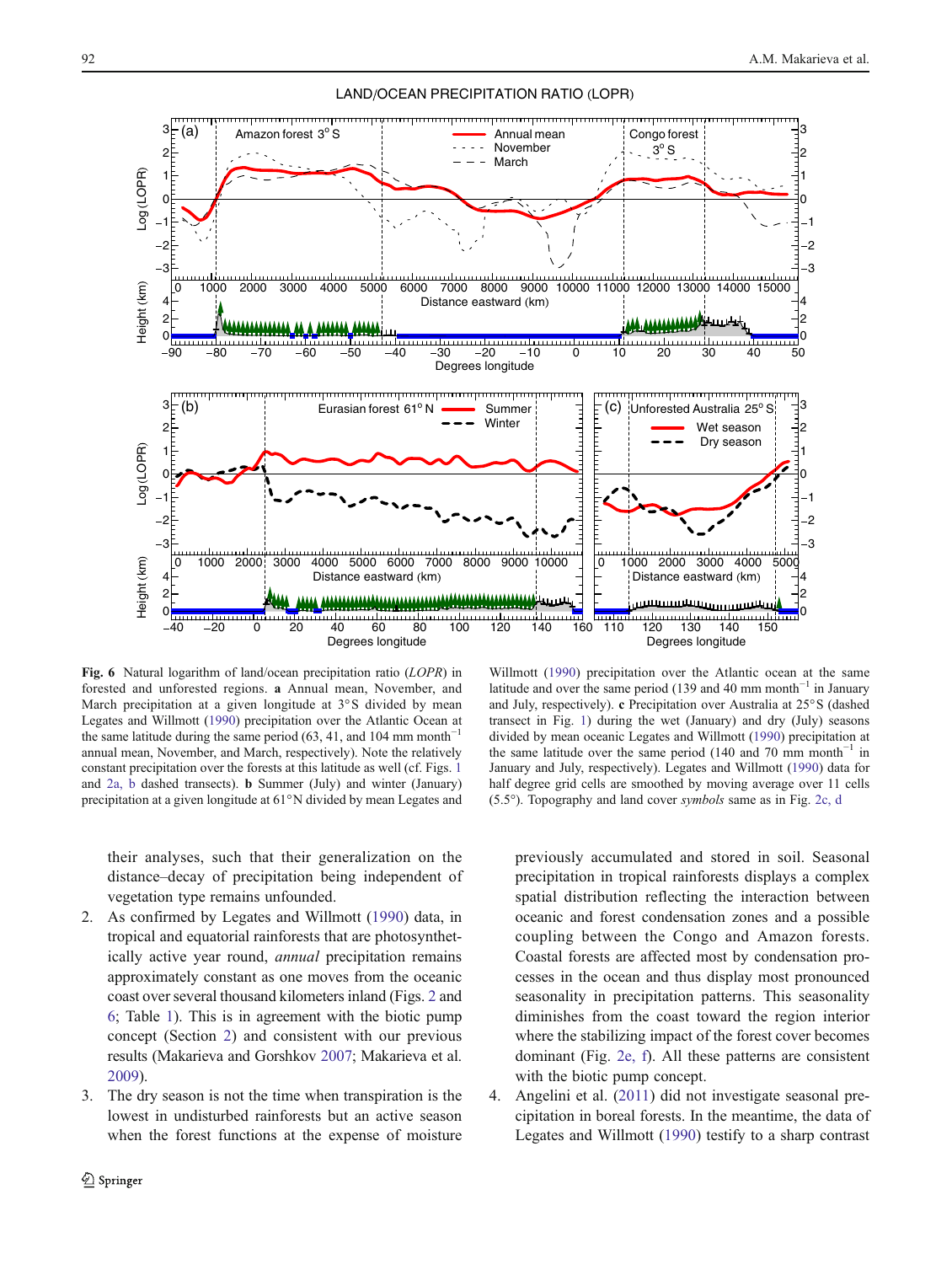**Fig. 6** Natural logarithm of land/ocean precipitation ratio (*LOPR*) in forested and unforested regions. **a** Annual mean, November, and March precipitation at a given longitude at 3°S divided by mean Legates and Willmott (1990) precipitation over the Atlantic Ocean at the same latitude during the same period (63, 41, and 104 mm month$^{-1}$ annual mean, November, and March, respectively). Note the relatively constant precipitation over the forests at this latitude as well (cf. Figs. 1 and 2a, b dashed transects). **b** Summer (July) and winter (January) precipitation at a given longitude at 61°N divided by mean Legates and Willmott (1990) precipitation over the Atlantic ocean at the same latitude and over the same period (139 and 40 mm month$^{-1}$ in January and July, respectively). **c** Precipitation over Australia at 25°S (dashed transect in Fig. 1) during the wet (January) and dry (July) seasons divided by mean oceanic Legates and Willmott (1990) precipitation at the same latitude over the same period (140 and 70 mm month$^{-1}$ in January and July, respectively). Legates and Willmott (1990) data for half degree grid cells are smoothed by moving average over 11 cells (5.5°). Topography and land cover *symbols* same as in Fig. 2c, d

their analyses, such that their generalization on the distance–decay of precipitation being independent of vegetation type remains unfounded.

2. As confirmed by Legates and Willmott (1990) data, in tropical and equatorial rainforests that are photosynthetically active year round, *annual* precipitation remains approximately constant as one moves from the oceanic coast over several thousand kilometers inland (Figs. 2 and 6; Table 1). This is in agreement with the biotic pump concept (Section 2) and consistent with our previous results (Makarieva and Gorshkov 2007; Makarieva et al. 2009).
3. The dry season is not the time when transpiration is the lowest in undisturbed rainforests but an active season when the forest functions at the expense of moisture previously accumulated and stored in soil. Seasonal precipitation in tropical rainforests displays a complex spatial distribution reflecting the interaction between oceanic and forest condensation zones and a possible coupling between the Congo and Amazon forests. Coastal forests are affected most by condensation processes in the ocean and thus display most pronounced seasonality in precipitation patterns. This seasonality diminishes from the coast toward the region interior where the stabilizing impact of the forest cover becomes dominant (Fig. 2e, f). All these patterns are consistent with the biotic pump concept.
4. Angelini et al. (2011) did not investigate seasonal precipitation in boreal forests. In the meantime, the data of Legates and Willmott (1990) testify to a sharp contrast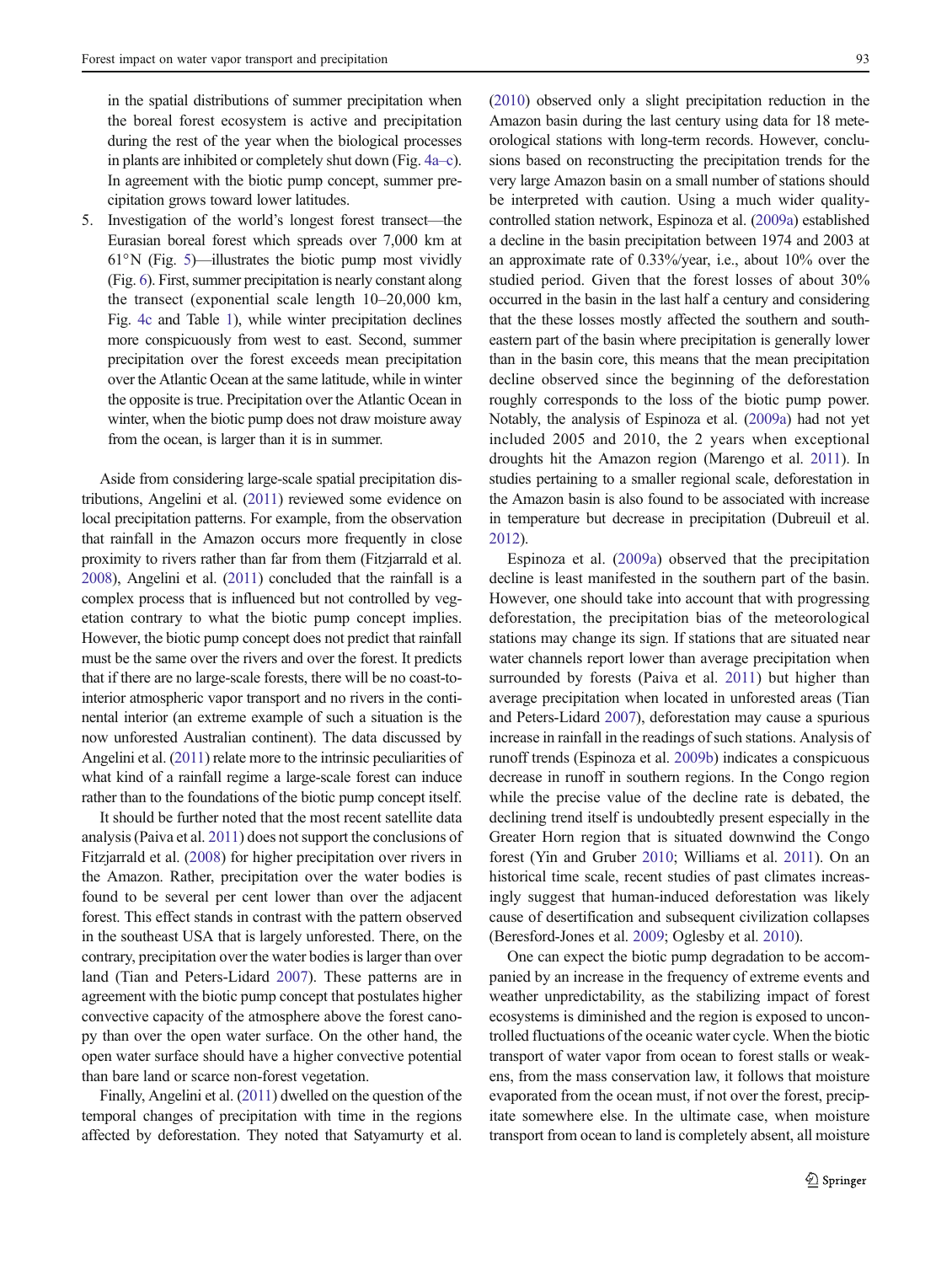in the spatial distributions of summer precipitation when the boreal forest ecosystem is active and precipitation during the rest of the year when the biological processes in plants are inhibited or completely shut down (Fig. 4a–c). In agreement with the biotic pump concept, summer precipitation grows toward lower latitudes.

5. Investigation of the world's longest forest transect—the Eurasian boreal forest which spreads over 7,000 km at 61°N (Fig. 5)—illustrates the biotic pump most vividly (Fig. 6). First, summer precipitation is nearly constant along the transect (exponential scale length 10–20,000 km, Fig. 4c and Table 1), while winter precipitation declines more conspicuously from west to east. Second, summer precipitation over the forest exceeds mean precipitation over the Atlantic Ocean at the same latitude, while in winter the opposite is true. Precipitation over the Atlantic Ocean in winter, when the biotic pump does not draw moisture away from the ocean, is larger than it is in summer.

Aside from considering large-scale spatial precipitation distributions, Angelini et al. (2011) reviewed some evidence on local precipitation patterns. For example, from the observation that rainfall in the Amazon occurs more frequently in close proximity to rivers rather than far from them (Fitzjarrald et al. 2008), Angelini et al. (2011) concluded that the rainfall is a complex process that is influenced but not controlled by vegetation contrary to what the biotic pump concept implies. However, the biotic pump concept does not predict that rainfall must be the same over the rivers and over the forest. It predicts that if there are no large-scale forests, there will be no coast-to-interior atmospheric vapor transport and no rivers in the continental interior (an extreme example of such a situation is the now unforested Australian continent). The data discussed by Angelini et al. (2011) relate more to the intrinsic peculiarities of what kind of a rainfall regime a large-scale forest can induce rather than to the foundations of the biotic pump concept itself.

It should be further noted that the most recent satellite data analysis (Paiva et al. 2011) does not support the conclusions of Fitzjarrald et al. (2008) for higher precipitation over rivers in the Amazon. Rather, precipitation over the water bodies is found to be several per cent lower than over the adjacent forest. This effect stands in contrast with the pattern observed in the southeast USA that is largely unforested. There, on the contrary, precipitation over the water bodies is larger than over land (Tian and Peters-Lidard 2007). These patterns are in agreement with the biotic pump concept that postulates higher convective capacity of the atmosphere above the forest canopy than over the open water surface. On the other hand, the open water surface should have a higher convective potential than bare land or scarce non-forest vegetation.

Finally, Angelini et al. (2011) dwelled on the question of the temporal changes of precipitation with time in the regions affected by deforestation. They noted that Satyamurty et al. (2010) observed only a slight precipitation reduction in the Amazon basin during the last century using data for 18 meteorological stations with long-term records. However, conclusions based on reconstructing the precipitation trends for the very large Amazon basin on a small number of stations should be interpreted with caution. Using a much wider quality-controlled station network, Espinoza et al. (2009a) established a decline in the basin precipitation between 1974 and 2003 at an approximate rate of 0.33%/year, i.e., about 10% over the studied period. Given that the forest losses of about 30% occurred in the basin in the last half a century and considering that the these losses mostly affected the southern and south-eastern part of the basin where precipitation is generally lower than in the basin core, this means that the mean precipitation decline observed since the beginning of the deforestation roughly corresponds to the loss of the biotic pump power. Notably, the analysis of Espinoza et al. (2009a) had not yet included 2005 and 2010, the 2 years when exceptional droughts hit the Amazon region (Marengo et al. 2011). In studies pertaining to a smaller regional scale, deforestation in the Amazon basin is also found to be associated with increase in temperature but decrease in precipitation (Dubreuil et al. 2012).

Espinoza et al. (2009a) observed that the precipitation decline is least manifested in the southern part of the basin. However, one should take into account that with progressing deforestation, the precipitation bias of the meteorological stations may change its sign. If stations that are situated near water channels report lower than average precipitation when surrounded by forests (Paiva et al. 2011) but higher than average precipitation when located in unforested areas (Tian and Peters-Lidard 2007), deforestation may cause a spurious increase in rainfall in the readings of such stations. Analysis of runoff trends (Espinoza et al. 2009b) indicates a conspicuous decrease in runoff in southern regions. In the Congo region while the precise value of the decline rate is debated, the declining trend itself is undoubtedly present especially in the Greater Horn region that is situated downwind the Congo forest (Yin and Gruber 2010; Williams et al. 2011). On an historical time scale, recent studies of past climates increasingly suggest that human-induced deforestation was likely cause of desertification and subsequent civilization collapses (Beresford-Jones et al. 2009; Oglesby et al. 2010).

One can expect the biotic pump degradation to be accompanied by an increase in the frequency of extreme events and weather unpredictability, as the stabilizing impact of forest ecosystems is diminished and the region is exposed to uncontrolled fluctuations of the oceanic water cycle. When the biotic transport of water vapor from ocean to forest stalls or weakens, from the mass conservation law, it follows that moisture evaporated from the ocean must, if not over the forest, precipitate somewhere else. In the ultimate case, when moisture transport from ocean to land is completely absent, all moisture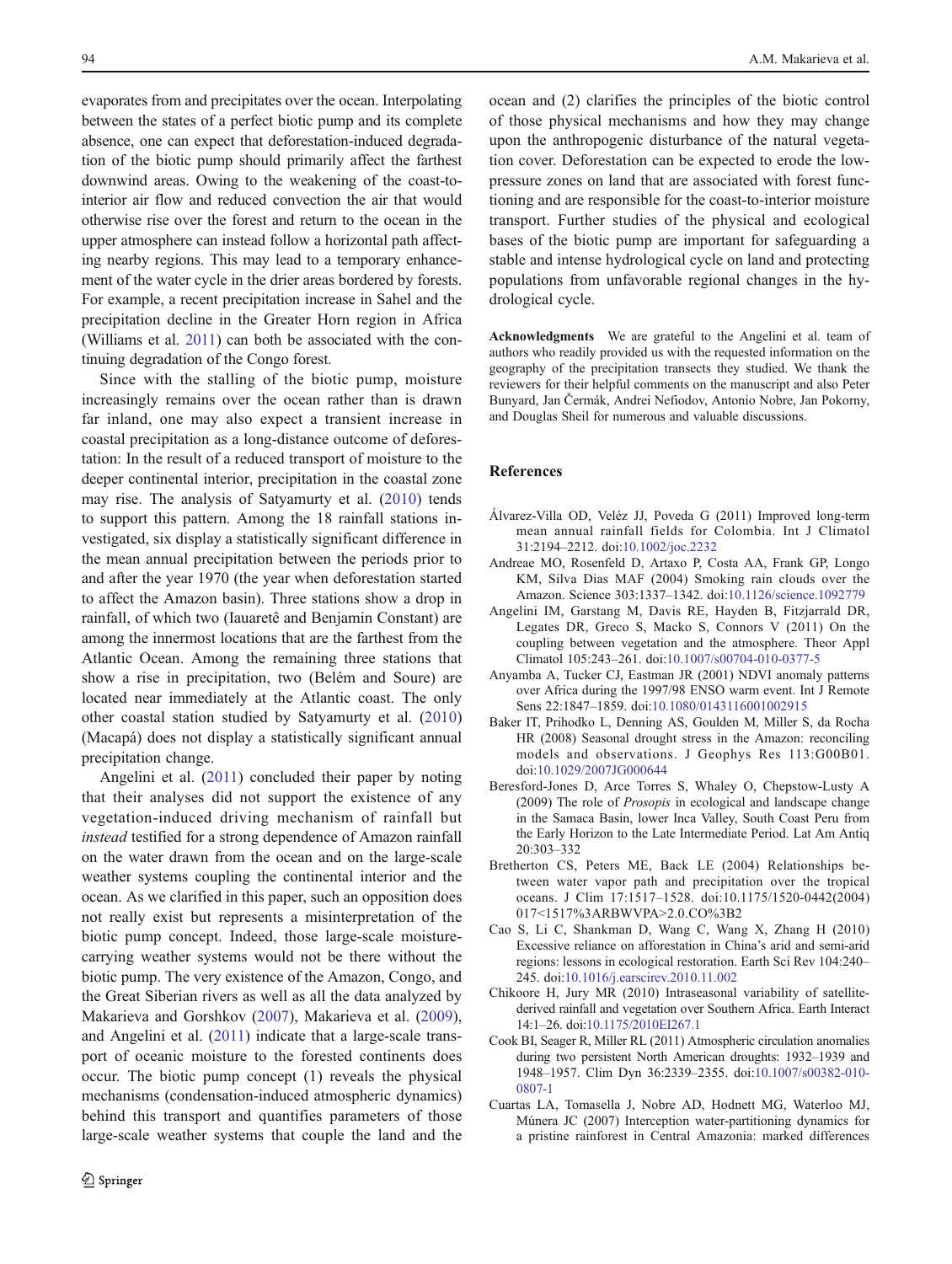evaporates from and precipitates over the ocean. Interpolating between the states of a perfect biotic pump and its complete absence, one can expect that deforestation-induced degradation of the biotic pump should primarily affect the farthest downwind areas. Owing to the weakening of the coast-to-interior air flow and reduced convection the air that would otherwise rise over the forest and return to the ocean in the upper atmosphere can instead follow a horizontal path affecting nearby regions. This may lead to a temporary enhancement of the water cycle in the drier areas bordered by forests. For example, a recent precipitation increase in Sahel and the precipitation decline in the Greater Horn region in Africa (Williams et al. 2011) can both be associated with the continuing degradation of the Congo forest.

Since with the stalling of the biotic pump, moisture increasingly remains over the ocean rather than is drawn far inland, one may also expect a transient increase in coastal precipitation as a long-distance outcome of deforestation: In the result of a reduced transport of moisture to the deeper continental interior, precipitation in the coastal zone may rise. The analysis of Satyamurty et al. (2010) tends to support this pattern. Among the 18 rainfall stations investigated, six display a statistically significant difference in the mean annual precipitation between the periods prior to and after the year 1970 (the year when deforestation started to affect the Amazon basin). Three stations show a drop in rainfall, of which two (Iauaretê and Benjamin Constant) are among the innermost locations that are the farthest from the Atlantic Ocean. Among the remaining three stations that show a rise in precipitation, two (Belém and Soure) are located near immediately at the Atlantic coast. The only other coastal station studied by Satyamurty et al. (2010) (Macapá) does not display a statistically significant annual precipitation change.

Angelini et al. (2011) concluded their paper by noting that their analyses did not support the existence of any vegetation-induced driving mechanism of rainfall but *instead* testified for a strong dependence of Amazon rainfall on the water drawn from the ocean and on the large-scale weather systems coupling the continental interior and the ocean. As we clarified in this paper, such an opposition does not really exist but represents a misinterpretation of the biotic pump concept. Indeed, those large-scale moisture-carrying weather systems would not be there without the biotic pump. The very existence of the Amazon, Congo, and the Great Siberian rivers as well as all the data analyzed by Makarieva and Gorshkov (2007), Makarieva et al. (2009), and Angelini et al. (2011) indicate that a large-scale transport of oceanic moisture to the forested continents does occur. The biotic pump concept (1) reveals the physical mechanisms (condensation-induced atmospheric dynamics) behind this transport and quantifies parameters of those large-scale weather systems that couple the land and the ocean and (2) clarifies the principles of the biotic control of those physical mechanisms and how they may change upon the anthropogenic disturbance of the natural vegetation cover. Deforestation can be expected to erode the low-pressure zones on land that are associated with forest functioning and are responsible for the coast-to-interior moisture transport. Further studies of the physical and ecological bases of the biotic pump are important for safeguarding a stable and intense hydrological cycle on land and protecting populations from unfavorable regional changes in the hydrological cycle.

**Acknowledgments** We are grateful to the Angelini et al. team of authors who readily provided us with the requested information on the geography of the precipitation transects they studied. We thank the reviewers for their helpful comments on the manuscript and also Peter Bunyard, Jan Čermák, Andrei Nefiodov, Antonio Nobre, Jan Pokorny, and Douglas Sheil for numerous and valuable discussions.

## References

Álvarez-Villa OD, Veléz JJ, Poveda G (2011) Improved long-term mean annual rainfall fields for Colombia. Int J Climatol 31:2194–2212. doi:10.1002/joc.2232

Andreae MO, Rosenfeld D, Artaxo P, Costa AA, Frank GP, Longo KM, Silva Dias MAF (2004) Smoking rain clouds over the Amazon. Science 303:1337–1342. doi:10.1126/science.1092779

Angelini IM, Garstang M, Davis RE, Hayden B, Fitzjarrald DR, Legates DR, Greco S, Macko S, Connors V (2011) On the coupling between vegetation and the atmosphere. Theor Appl Climatol 105:243–261. doi:10.1007/s00704-010-0377-5

Anyamba A, Tucker CJ, Eastman JR (2001) NDVI anomaly patterns over Africa during the 1997/98 ENSO warm event. Int J Remote Sens 22:1847–1859. doi:10.1080/01431160010029​15

Baker IT, Prihodko L, Denning AS, Goulden M, Miller S, da Rocha HR (2008) Seasonal drought stress in the Amazon: reconciling models and observations. J Geophys Res 113:G00B01. doi:10.1029/2007JG000644

Beresford-Jones D, Arce Torres S, Whaley O, Chepstow-Lusty A (2009) The role of *Prosopis* in ecological and landscape change in the Samaca Basin, lower Inca Valley, South Coast Peru from the Early Horizon to the Late Intermediate Period. Lat Am Antiq 20:303–332

Bretherton CS, Peters ME, Back LE (2004) Relationships between water vapor path and precipitation over the tropical oceans. J Clim 17:1517–1528. doi:10.1175/1520-0442(2004)017<1517%3ARBWVPA>2.0.CO%3B2

Cao S, Li C, Shankman D, Wang C, Wang X, Zhang H (2010) Excessive reliance on afforestation in China's arid and semi-arid regions: lessons in ecological restoration. Earth Sci Rev 104:240–245. doi:10.1016/j.earscirev.2010.11.002

Chikoore H, Jury MR (2010) Intraseasonal variability of satellite-derived rainfall and vegetation over Southern Africa. Earth Interact 14:1–26. doi:10.1175/2010EI267.1

Cook BI, Seager R, Miller RL (2011) Atmospheric circulation anomalies during two persistent North American droughts: 1932–1939 and 1948–1957. Clim Dyn 36:2339–2355. doi:10.1007/s00382-010-0807-1

Cuartas LA, Tomasella J, Nobre AD, Hodnett MG, Waterloo MJ, Múnera JC (2007) Interception water-partitioning dynamics for a pristine rainforest in Central Amazonia: marked differences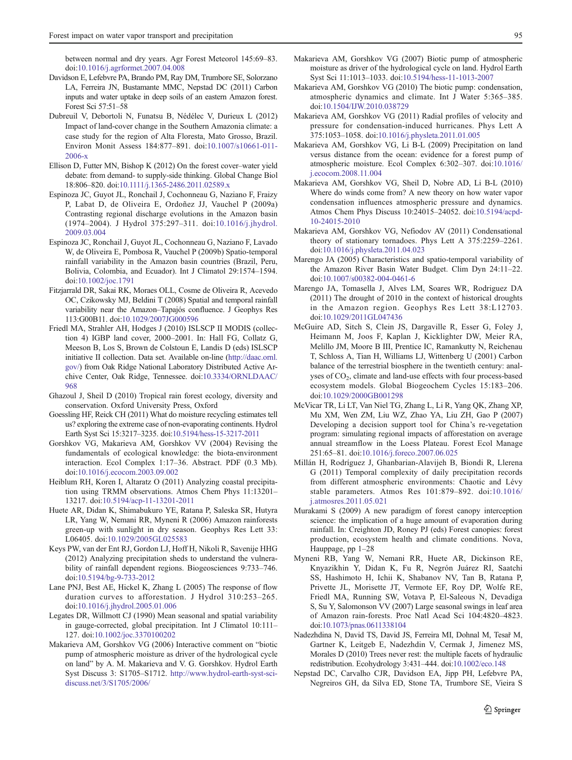between normal and dry years. Agr Forest Meteorol 145:69–83. doi:10.1016/j.agrformet.2007.04.008

Davidson E, Lefebvre PA, Brando PM, Ray DM, Trumbore SE, Solorzano LA, Ferreira JN, Bustamante MMC, Nepstad DC (2011) Carbon inputs and water uptake in deep soils of an eastern Amazon forest. Forest Sci 57:51–58

Dubreuil V, Debortoli N, Funatsu B, Nédélec V, Durieux L (2012) Impact of land-cover change in the Southern Amazonia climate: a case study for the region of Alta Floresta, Mato Grosso, Brazil. Environ Monit Assess 184:877–891. doi:10.1007/s10661-011-2006-x

Ellison D, Futter MN, Bishop K (2012) On the forest cover–water yield debate: from demand- to supply-side thinking. Global Change Biol 18:806–820. doi:10.1111/j.1365-2486.2011.02589.x

Espinoza JC, Guyot JL, Ronchail J, Cochonneau G, Naziano F, Fraizy P, Labat D, de Oliveira E, Ordoñez JJ, Vauchel P (2009a) Contrasting regional discharge evolutions in the Amazon basin (1974–2004). J Hydrol 375:297–311. doi:10.1016/j.jhydrol.2009.03.004

Espinoza JC, Ronchail J, Guyot JL, Cochonneau G, Naziano F, Lavado W, de Oliveira E, Pombosa R, Vauchel P (2009b) Spatio-temporal rainfall variability in the Amazon basin countries (Brazil, Peru, Bolivia, Colombia, and Ecuador). Int J Climatol 29:1574–1594. doi:10.1002/joc.1791

Fitzjarrald DR, Sakai RK, Moraes OLL, Cosme de Oliveira R, Acevedo OC, Czikowsky MJ, Beldini T (2008) Spatial and temporal rainfall variability near the Amazon–Tapajós confluence. J Geophys Res 113:G00B11. doi:10.1029/2007JG000596

Friedl MA, Strahler AH, Hodges J (2010) ISLSCP II MODIS (collection 4) IGBP land cover, 2000–2001. In: Hall FG, Collatz G, Meeson B, Los S, Brown de Colstoun E, Landis D (eds) ISLSCP initiative II collection. Data set. Available on-line (http://daac.ornl.gov/) from Oak Ridge National Laboratory Distributed Active Archive Center, Oak Ridge, Tennessee. doi:10.3334/ORNLDAAC/968

Ghazoul J, Sheil D (2010) Tropical rain forest ecology, diversity and conservation. Oxford University Press, Oxford

Goessling HF, Reick CH (2011) What do moisture recycling estimates tell us? exploring the extreme case of non-evaporating continents. Hydrol Earth Syst Sci 15:3217–3235. doi:10.5194/hess-15-3217-2011

Gorshkov VG, Makarieva AM, Gorshkov VV (2004) Revising the fundamentals of ecological knowledge: the biota-environment interaction. Ecol Complex 1:17–36. Abstract. PDF (0.3 Mb). doi:10.1016/j.ecocom.2003.09.002

Heiblum RH, Koren I, Altaratz O (2011) Analyzing coastal precipitation using TRMM observations. Atmos Chem Phys 11:13201–13217. doi:10.5194/acp-11-13201-2011

Huete AR, Didan K, Shimabukuro YE, Ratana P, Saleska SR, Hutyra LR, Yang W, Nemani RR, Myneni R (2006) Amazon rainforests green-up with sunlight in dry season. Geophys Res Lett 33: L06405. doi:10.1029/2005GL025583

Keys PW, van der Ent RJ, Gordon LJ, Hoff H, Nikoli R, Savenije HHG (2012) Analyzing precipitation sheds to understand the vulnerability of rainfall dependent regions. Biogeosciences 9:733–746. doi:10.5194/bg-9-733-2012

Lane PNJ, Best AE, Hickel K, Zhang L (2005) The response of flow duration curves to afforestation. J Hydrol 310:253–265. doi:10.1016/j.jhydrol.2005.01.006

Legates DR, Willmott CJ (1990) Mean seasonal and spatial variability in gauge-corrected, global precipitation. Int J Climatol 10:111–127. doi:10.1002/joc.3370100202

Makarieva AM, Gorshkov VG (2006) Interactive comment on "biotic pump of atmospheric moisture as driver of the hydrological cycle on land" by A. M. Makarieva and V. G. Gorshkov. Hydrol Earth Syst Discuss 3: S1705–S1712. http://www.hydrol-earth-syst-sci-discuss.net/3/S1705/2006/

Makarieva AM, Gorshkov VG (2007) Biotic pump of atmospheric moisture as driver of the hydrological cycle on land. Hydrol Earth Syst Sci 11:1013–1033. doi:10.5194/hess-11-1013-2007

Makarieva AM, Gorshkov VG (2010) The biotic pump: condensation, atmospheric dynamics and climate. Int J Water 5:365–385. doi:10.1504/IJW.2010.038729

Makarieva AM, Gorshkov VG (2011) Radial profiles of velocity and pressure for condensation-induced hurricanes. Phys Lett A 375:1053–1058. doi:10.1016/j.physleta.2011.01.005

Makarieva AM, Gorshkov VG, Li B-L (2009) Precipitation on land versus distance from the ocean: evidence for a forest pump of atmospheric moisture. Ecol Complex 6:302–307. doi:10.1016/j.ecocom.2008.11.004

Makarieva AM, Gorshkov VG, Sheil D, Nobre AD, Li B-L (2010) Where do winds come from? A new theory on how water vapor condensation influences atmospheric pressure and dynamics. Atmos Chem Phys Discuss 10:24015–24052. doi:10.5194/acpd-10-24015-2010

Makarieva AM, Gorshkov VG, Nefiodov AV (2011) Condensational theory of stationary tornadoes. Phys Lett A 375:2259–2261. doi:10.1016/j.physleta.2011.04.023

Marengo JA (2005) Characteristics and spatio-temporal variability of the Amazon River Basin Water Budget. Clim Dyn 24:11–22. doi:10.1007/s00382-004-0461-6

Marengo JA, Tomasella J, Alves LM, Soares WR, Rodriguez DA (2011) The drought of 2010 in the context of historical droughts in the Amazon region. Geophys Res Lett 38:L12703. doi:10.1029/2011GL047436

McGuire AD, Sitch S, Clein JS, Dargaville R, Esser G, Foley J, Heimann M, Joos F, Kaplan J, Kicklighter DW, Meier RA, Melillo JM, Moore B III, Prentice IC, Ramankutty N, Reichenau T, Schloss A, Tian H, Williams LJ, Wittenberg U (2001) Carbon balance of the terrestrial biosphere in the twentieth century: analyses of $CO_2$, climate and land-use effects with four process-based ecosystem models. Global Biogeochem Cycles 15:183–206. doi:10.1029/2000GB001298

McVicar TR, Li LT, Van Niel TG, Zhang L, Li R, Yang QK, Zhang XP, Mu XM, Wen ZM, Liu WZ, Zhao YA, Liu ZH, Gao P (2007) Developing a decision support tool for China's re-vegetation program: simulating regional impacts of afforestation on average annual streamflow in the Loess Plateau. Forest Ecol Manage 251:65–81. doi:10.1016/j.foreco.2007.06.025

Millán H, Rodríguez J, Ghanbarian-Alavijeh B, Biondi R, Llerena G (2011) Temporal complexity of daily precipitation records from different atmospheric environments: Chaotic and Lévy stable parameters. Atmos Res 101:879–892. doi:10.1016/j.atmosres.2011.05.021

Murakami S (2009) A new paradigm of forest canopy interception science: the implication of a huge amount of evaporation during rainfall. In: Creighton JD, Roney PJ (eds) Forest canopies: forest production, ecosystem health and climate conditions. Nova, Hauppage, pp 1–28

Myneni RB, Yang W, Nemani RR, Huete AR, Dickinson RE, Knyazikhin Y, Didan K, Fu R, Negrón Juárez RI, Saatchi SS, Hashimoto H, Ichii K, Shabanov NV, Tan B, Ratana P, Privette JL, Morisette JT, Vermote EF, Roy DP, Wolfe RE, Friedl MA, Running SW, Votava P, El-Saleous N, Devadiga S, Su Y, Salomonson VV (2007) Large seasonal swings in leaf area of Amazon rain-forests. Proc Natl Acad Sci 104:4820–4823. doi:10.1073/pnas.0611338104

Nadezhdina N, David TS, David JS, Ferreira MI, Dohnal M, Tesař M, Gartner K, Leitgeb E, Nadezhdin V, Cermak J, Jimenez MS, Morales D (2010) Trees never rest: the multiple facets of hydraulic redistribution. Ecohydrology 3:431–444. doi:10.1002/eco.148

Nepstad DC, Carvalho CJR, Davidson EA, Jipp PH, Lefebvre PA, Negreiros GH, da Silva ED, Stone TA, Trumbore SE, Vieira S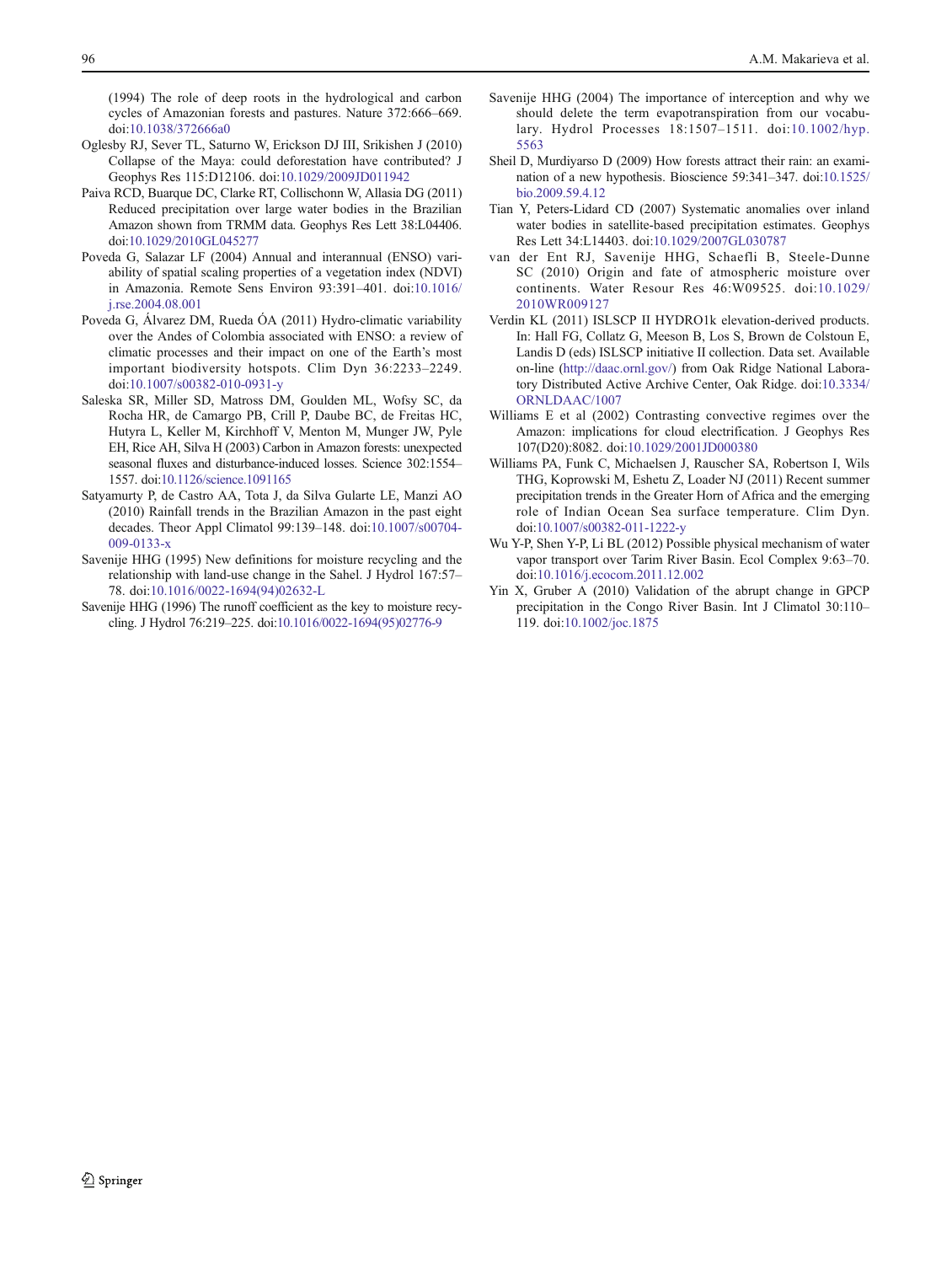(1994) The role of deep roots in the hydrological and carbon cycles of Amazonian forests and pastures. Nature 372:666–669. doi:10.1038/372666a0

Oglesby RJ, Sever TL, Saturno W, Erickson DJ III, Srikishen J (2010) Collapse of the Maya: could deforestation have contributed? J Geophys Res 115:D12106. doi:10.1029/2009JD011942

Paiva RCD, Buarque DC, Clarke RT, Collischonn W, Allasia DG (2011) Reduced precipitation over large water bodies in the Brazilian Amazon shown from TRMM data. Geophys Res Lett 38:L04406. doi:10.1029/2010GL045277

Poveda G, Salazar LF (2004) Annual and interannual (ENSO) variability of spatial scaling properties of a vegetation index (NDVI) in Amazonia. Remote Sens Environ 93:391–401. doi:10.1016/j.rse.2004.08.001

Poveda G, Álvarez DM, Rueda ÓA (2011) Hydro-climatic variability over the Andes of Colombia associated with ENSO: a review of climatic processes and their impact on one of the Earth's most important biodiversity hotspots. Clim Dyn 36:2233–2249. doi:10.1007/s00382-010-0931-y

Saleska SR, Miller SD, Matross DM, Goulden ML, Wofsy SC, da Rocha HR, de Camargo PB, Crill P, Daube BC, de Freitas HC, Hutyra L, Keller M, Kirchhoff V, Menton M, Munger JW, Pyle EH, Rice AH, Silva H (2003) Carbon in Amazon forests: unexpected seasonal fluxes and disturbance-induced losses. Science 302:1554–1557. doi:10.1126/science.1091165

Satyamurty P, de Castro AA, Tota J, da Silva Gularte LE, Manzi AO (2010) Rainfall trends in the Brazilian Amazon in the past eight decades. Theor Appl Climatol 99:139–148. doi:10.1007/s00704-009-0133-x

Savenije HHG (1995) New definitions for moisture recycling and the relationship with land-use change in the Sahel. J Hydrol 167:57–78. doi:10.1016/0022-1694(94)02632-L

Savenije HHG (1996) The runoff coefficient as the key to moisture recycling. J Hydrol 76:219–225. doi:10.1016/0022-1694(95)02776-9

Savenije HHG (2004) The importance of interception and why we should delete the term evapotranspiration from our vocabulary. Hydrol Processes 18:1507–1511. doi:10.1002/hyp.5563

Sheil D, Murdiyarso D (2009) How forests attract their rain: an examination of a new hypothesis. Bioscience 59:341–347. doi:10.1525/bio.2009.59.4.12

Tian Y, Peters-Lidard CD (2007) Systematic anomalies over inland water bodies in satellite-based precipitation estimates. Geophys Res Lett 34:L14403. doi:10.1029/2007GL030787

van der Ent RJ, Savenije HHG, Schaefli B, Steele-Dunne SC (2010) Origin and fate of atmospheric moisture over continents. Water Resour Res 46:W09525. doi:10.1029/2010WR009127

Verdin KL (2011) ISLSCP II HYDRO1k elevation-derived products. In: Hall FG, Collatz G, Meeson B, Los S, Brown de Colstoun E, Landis D (eds) ISLSCP initiative II collection. Data set. Available on-line (http://daac.ornl.gov/) from Oak Ridge National Laboratory Distributed Active Archive Center, Oak Ridge. doi:10.3334/ORNLDAAC/1007

Williams E et al (2002) Contrasting convective regimes over the Amazon: implications for cloud electrification. J Geophys Res 107(D20):8082. doi:10.1029/2001JD000380

Williams PA, Funk C, Michaelsen J, Rauscher SA, Robertson I, Wils THG, Koprowski M, Eshetu Z, Loader NJ (2011) Recent summer precipitation trends in the Greater Horn of Africa and the emerging role of Indian Ocean Sea surface temperature. Clim Dyn. doi:10.1007/s00382-011-1222-y

Wu Y-P, Shen Y-P, Li BL (2012) Possible physical mechanism of water vapor transport over Tarim River Basin. Ecol Complex 9:63–70. doi:10.1016/j.ecocom.2011.12.002

Yin X, Gruber A (2010) Validation of the abrupt change in GPCP precipitation in the Congo River Basin. Int J Climatol 30:110–119. doi:10.1002/joc.1875